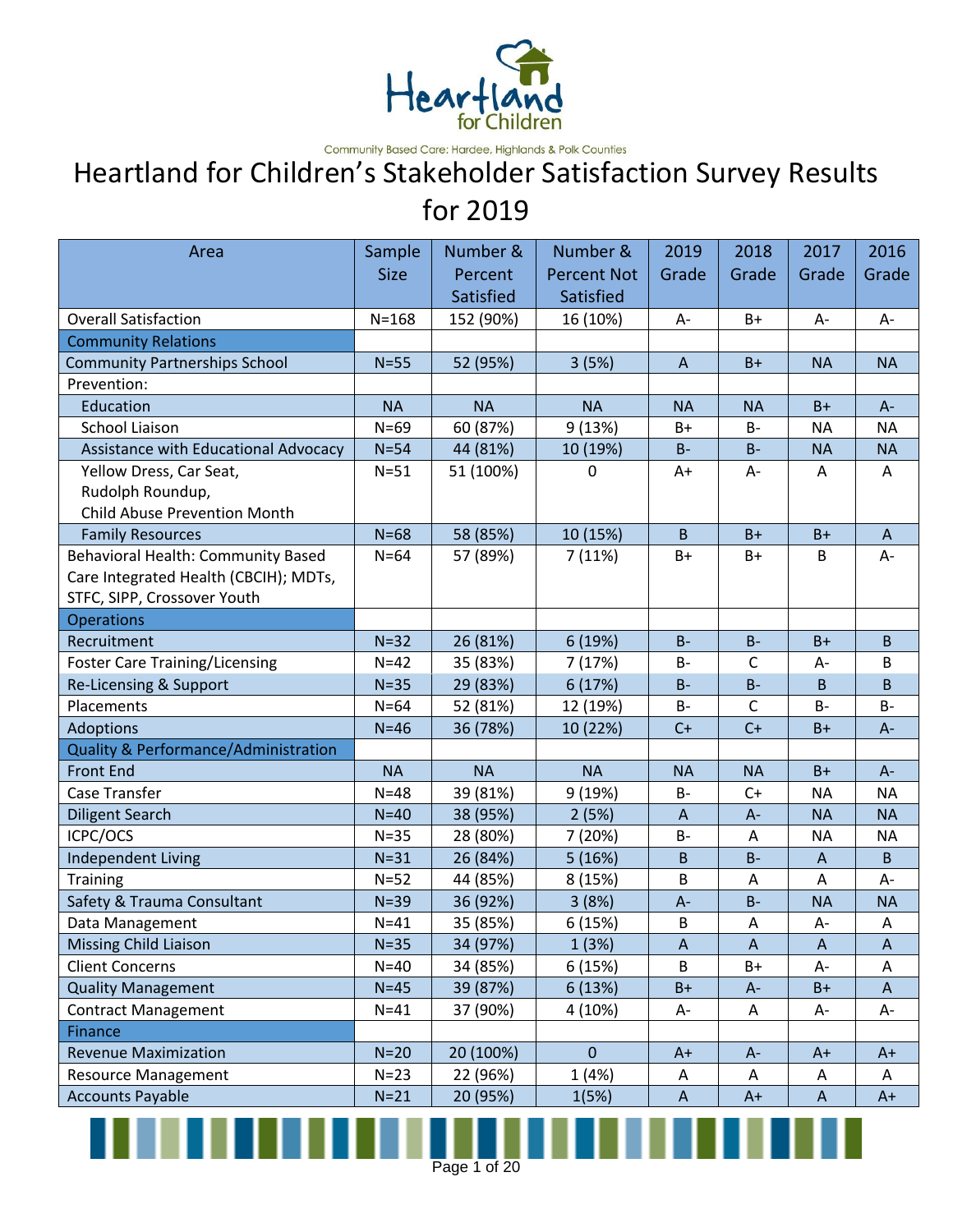Heartland for Children

Community Based Care: Hardee, Highlands & Polk Counties

# Heartland for Children's Stakeholder Satisfaction Survey Results for 2019

| Area | Sample Size | Number & Percent Satisfied | Number & Percent Not Satisfied | 2019 Grade | 2018 Grade | 2017 Grade | 2016 Grade |
|---|---|---|---|---|---|---|---|
| Overall Satisfaction | N=168 | 152 (90%) | 16 (10%) | A- | B+ | A- | A- |
| Community Relations | | | | | | | |
| Community Partnerships School | N=55 | 52 (95%) | 3 (5%) | A | B+ | NA | NA |
| Prevention: | | | | | | | |
| Education | NA | NA | NA | NA | NA | B+ | A- |
| School Liaison | N=69 | 60 (87%) | 9 (13%) | B+ | B- | NA | NA |
| Assistance with Educational Advocacy | N=54 | 44 (81%) | 10 (19%) | B- | B- | NA | NA |
| Yellow Dress, Car Seat, Rudolph Roundup, Child Abuse Prevention Month | N=51 | 51 (100%) | 0 | A+ | A- | A | A |
| Family Resources | N=68 | 58 (85%) | 10 (15%) | B | B+ | B+ | A |
| Behavioral Health: Community Based Care Integrated Health (CBCIH); MDTs, STFC, SIPP, Crossover Youth | N=64 | 57 (89%) | 7 (11%) | B+ | B+ | B | A- |
| Operations | | | | | | | |
| Recruitment | N=32 | 26 (81%) | 6 (19%) | B- | B- | B+ | B |
| Foster Care Training/Licensing | N=42 | 35 (83%) | 7 (17%) | B- | C | A- | B |
| Re-Licensing & Support | N=35 | 29 (83%) | 6 (17%) | B- | B- | B | B |
| Placements | N=64 | 52 (81%) | 12 (19%) | B- | C | B- | B- |
| Adoptions | N=46 | 36 (78%) | 10 (22%) | C+ | C+ | B+ | A- |
| Quality & Performance/Administration | | | | | | | |
| Front End | NA | NA | NA | NA | NA | B+ | A- |
| Case Transfer | N=48 | 39 (81%) | 9 (19%) | B- | C+ | NA | NA |
| Diligent Search | N=40 | 38 (95%) | 2 (5%) | A | A- | NA | NA |
| ICPC/OCS | N=35 | 28 (80%) | 7 (20%) | B- | A | NA | NA |
| Independent Living | N=31 | 26 (84%) | 5 (16%) | B | B- | A | B |
| Training | N=52 | 44 (85%) | 8 (15%) | B | A | A | A- |
| Safety & Trauma Consultant | N=39 | 36 (92%) | 3 (8%) | A- | B- | NA | NA |
| Data Management | N=41 | 35 (85%) | 6 (15%) | B | A | A- | A |
| Missing Child Liaison | N=35 | 34 (97%) | 1 (3%) | A | A | A | A |
| Client Concerns | N=40 | 34 (85%) | 6 (15%) | B | B+ | A- | A |
| Quality Management | N=45 | 39 (87%) | 6 (13%) | B+ | A- | B+ | A |
| Contract Management | N=41 | 37 (90%) | 4 (10%) | A- | A | A- | A- |
| Finance | | | | | | | |
| Revenue Maximization | N=20 | 20 (100%) | 0 | A+ | A- | A+ | A+ |
| Resource Management | N=23 | 22 (96%) | 1 (4%) | A | A | A | A |
| Accounts Payable | N=21 | 20 (95%) | 1(5%) | A | A+ | A | A+ |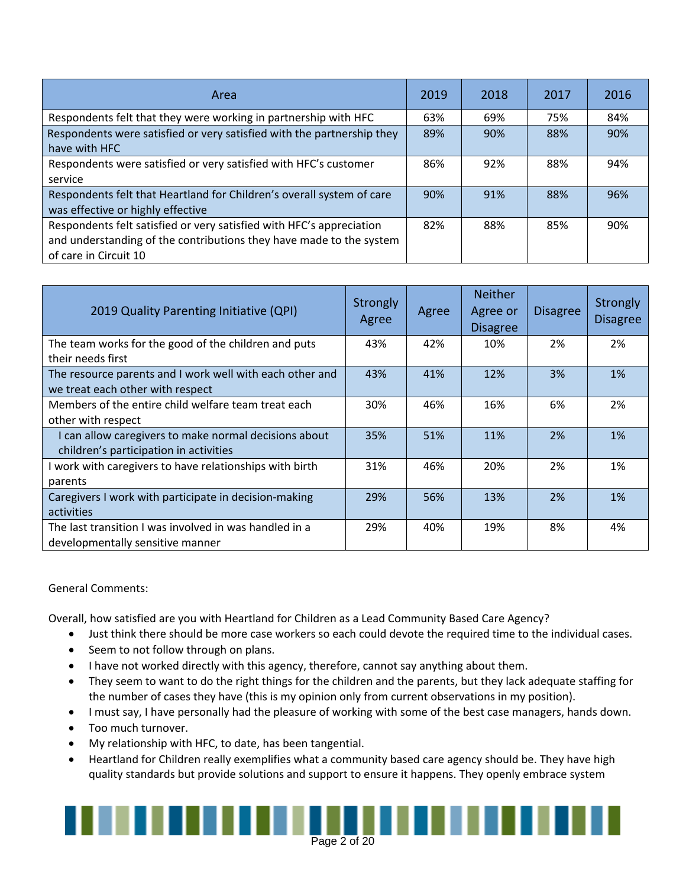| Area | 2019 | 2018 | 2017 | 2016 |
|---|---|---|---|---|
| Respondents felt that they were working in partnership with HFC | 63% | 69% | 75% | 84% |
| Respondents were satisfied or very satisfied with the partnership they have with HFC | 89% | 90% | 88% | 90% |
| Respondents were satisfied or very satisfied with HFC's customer service | 86% | 92% | 88% | 94% |
| Respondents felt that Heartland for Children's overall system of care was effective or highly effective | 90% | 91% | 88% | 96% |
| Respondents felt satisfied or very satisfied with HFC's appreciation and understanding of the contributions they have made to the system of care in Circuit 10 | 82% | 88% | 85% | 90% |

| 2019 Quality Parenting Initiative (QPI) | Strongly Agree | Agree | Neither Agree or Disagree | Disagree | Strongly Disagree |
|---|---|---|---|---|---|
| The team works for the good of the children and puts their needs first | 43% | 42% | 10% | 2% | 2% |
| The resource parents and I work well with each other and we treat each other with respect | 43% | 41% | 12% | 3% | 1% |
| Members of the entire child welfare team treat each other with respect | 30% | 46% | 16% | 6% | 2% |
| I can allow caregivers to make normal decisions about children's participation in activities | 35% | 51% | 11% | 2% | 1% |
| I work with caregivers to have relationships with birth parents | 31% | 46% | 20% | 2% | 1% |
| Caregivers I work with participate in decision-making activities | 29% | 56% | 13% | 2% | 1% |
| The last transition I was involved in was handled in a developmentally sensitive manner | 29% | 40% | 19% | 8% | 4% |

General Comments:

Overall, how satisfied are you with Heartland for Children as a Lead Community Based Care Agency?

- Just think there should be more case workers so each could devote the required time to the individual cases.
- Seem to not follow through on plans.
- I have not worked directly with this agency, therefore, cannot say anything about them.
- They seem to want to do the right things for the children and the parents, but they lack adequate staffing for the number of cases they have (this is my opinion only from current observations in my position).
- I must say, I have personally had the pleasure of working with some of the best case managers, hands down.
- Too much turnover.
- My relationship with HFC, to date, has been tangential.
- Heartland for Children really exemplifies what a community based care agency should be. They have high quality standards but provide solutions and support to ensure it happens. They openly embrace system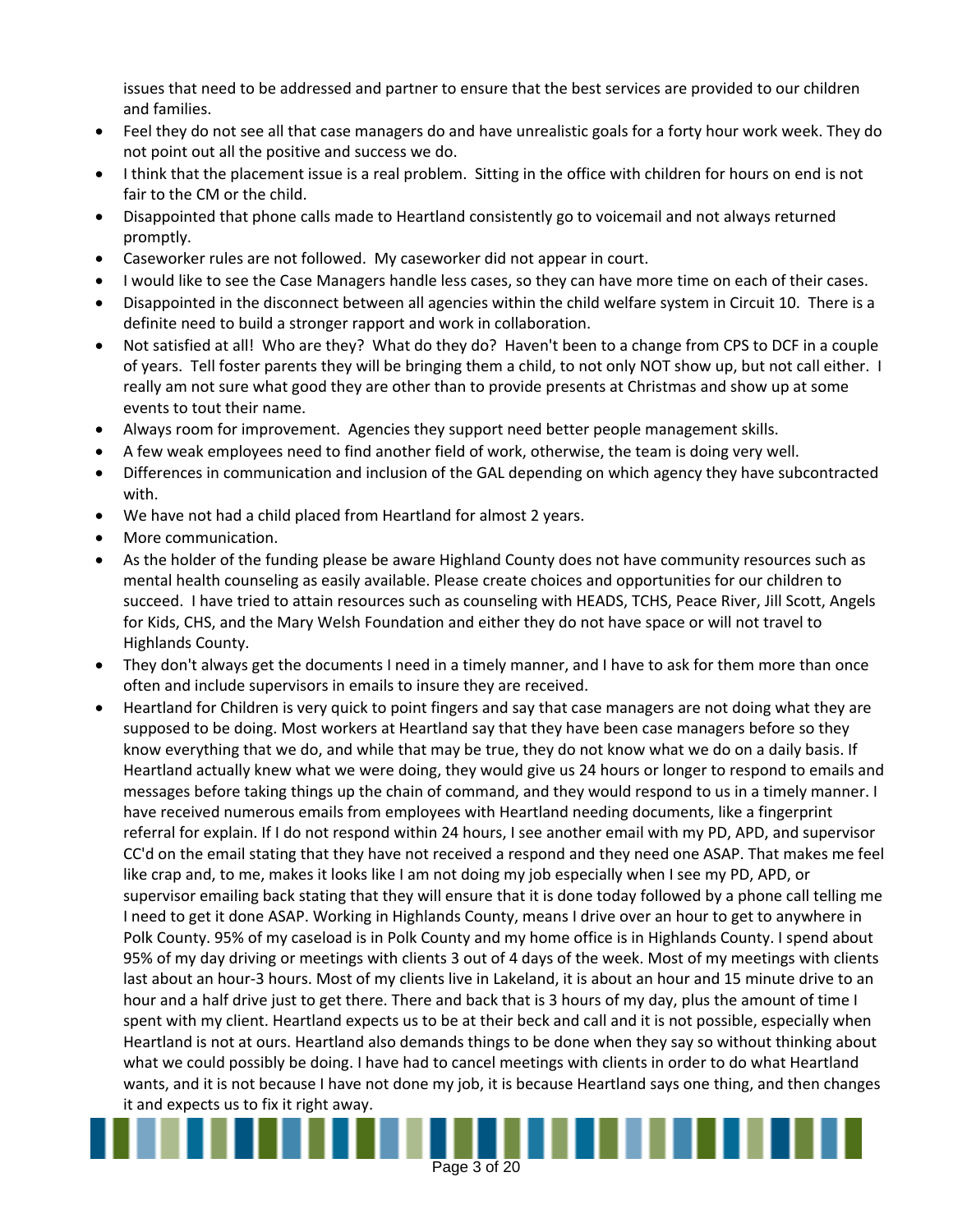issues that need to be addressed and partner to ensure that the best services are provided to our children and families.

- Feel they do not see all that case managers do and have unrealistic goals for a forty hour work week. They do not point out all the positive and success we do.
- I think that the placement issue is a real problem. Sitting in the office with children for hours on end is not fair to the CM or the child.
- Disappointed that phone calls made to Heartland consistently go to voicemail and not always returned promptly.
- Caseworker rules are not followed. My caseworker did not appear in court.
- I would like to see the Case Managers handle less cases, so they can have more time on each of their cases.
- Disappointed in the disconnect between all agencies within the child welfare system in Circuit 10. There is a definite need to build a stronger rapport and work in collaboration.
- Not satisfied at all! Who are they? What do they do? Haven't been to a change from CPS to DCF in a couple of years. Tell foster parents they will be bringing them a child, to not only NOT show up, but not call either. I really am not sure what good they are other than to provide presents at Christmas and show up at some events to tout their name.
- Always room for improvement. Agencies they support need better people management skills.
- A few weak employees need to find another field of work, otherwise, the team is doing very well.
- Differences in communication and inclusion of the GAL depending on which agency they have subcontracted with.
- We have not had a child placed from Heartland for almost 2 years.
- More communication.
- As the holder of the funding please be aware Highland County does not have community resources such as mental health counseling as easily available. Please create choices and opportunities for our children to succeed. I have tried to attain resources such as counseling with HEADS, TCHS, Peace River, Jill Scott, Angels for Kids, CHS, and the Mary Welsh Foundation and either they do not have space or will not travel to Highlands County.
- They don't always get the documents I need in a timely manner, and I have to ask for them more than once often and include supervisors in emails to insure they are received.
- Heartland for Children is very quick to point fingers and say that case managers are not doing what they are supposed to be doing. Most workers at Heartland say that they have been case managers before so they know everything that we do, and while that may be true, they do not know what we do on a daily basis. If Heartland actually knew what we were doing, they would give us 24 hours or longer to respond to emails and messages before taking things up the chain of command, and they would respond to us in a timely manner. I have received numerous emails from employees with Heartland needing documents, like a fingerprint referral for explain. If I do not respond within 24 hours, I see another email with my PD, APD, and supervisor CC'd on the email stating that they have not received a respond and they need one ASAP. That makes me feel like crap and, to me, makes it looks like I am not doing my job especially when I see my PD, APD, or supervisor emailing back stating that they will ensure that it is done today followed by a phone call telling me I need to get it done ASAP. Working in Highlands County, means I drive over an hour to get to anywhere in Polk County. 95% of my caseload is in Polk County and my home office is in Highlands County. I spend about 95% of my day driving or meetings with clients 3 out of 4 days of the week. Most of my meetings with clients last about an hour-3 hours. Most of my clients live in Lakeland, it is about an hour and 15 minute drive to an hour and a half drive just to get there. There and back that is 3 hours of my day, plus the amount of time I spent with my client. Heartland expects us to be at their beck and call and it is not possible, especially when Heartland is not at ours. Heartland also demands things to be done when they say so without thinking about what we could possibly be doing. I have had to cancel meetings with clients in order to do what Heartland wants, and it is not because I have not done my job, it is because Heartland says one thing, and then changes it and expects us to fix it right away.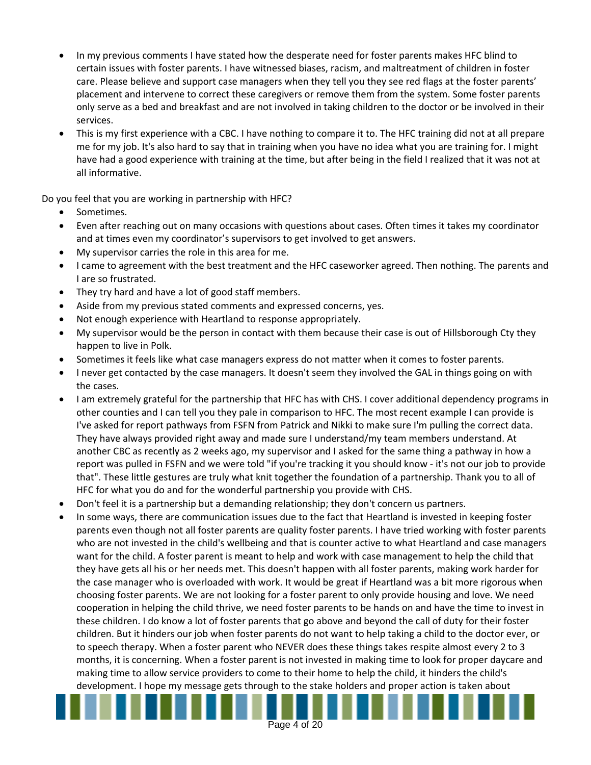- In my previous comments I have stated how the desperate need for foster parents makes HFC blind to certain issues with foster parents. I have witnessed biases, racism, and maltreatment of children in foster care. Please believe and support case managers when they tell you they see red flags at the foster parents' placement and intervene to correct these caregivers or remove them from the system. Some foster parents only serve as a bed and breakfast and are not involved in taking children to the doctor or be involved in their services.
- This is my first experience with a CBC. I have nothing to compare it to. The HFC training did not at all prepare me for my job. It's also hard to say that in training when you have no idea what you are training for. I might have had a good experience with training at the time, but after being in the field I realized that it was not at all informative.

Do you feel that you are working in partnership with HFC?

- Sometimes.
- Even after reaching out on many occasions with questions about cases. Often times it takes my coordinator and at times even my coordinator's supervisors to get involved to get answers.
- My supervisor carries the role in this area for me.
- I came to agreement with the best treatment and the HFC caseworker agreed. Then nothing. The parents and I are so frustrated.
- They try hard and have a lot of good staff members.
- Aside from my previous stated comments and expressed concerns, yes.
- Not enough experience with Heartland to response appropriately.
- My supervisor would be the person in contact with them because their case is out of Hillsborough Cty they happen to live in Polk.
- Sometimes it feels like what case managers express do not matter when it comes to foster parents.
- I never get contacted by the case managers. It doesn't seem they involved the GAL in things going on with the cases.
- I am extremely grateful for the partnership that HFC has with CHS. I cover additional dependency programs in other counties and I can tell you they pale in comparison to HFC. The most recent example I can provide is I've asked for report pathways from FSFN from Patrick and Nikki to make sure I'm pulling the correct data. They have always provided right away and made sure I understand/my team members understand. At another CBC as recently as 2 weeks ago, my supervisor and I asked for the same thing a pathway in how a report was pulled in FSFN and we were told "if you're tracking it you should know - it's not our job to provide that". These little gestures are truly what knit together the foundation of a partnership. Thank you to all of HFC for what you do and for the wonderful partnership you provide with CHS.
- Don't feel it is a partnership but a demanding relationship; they don't concern us partners.
- In some ways, there are communication issues due to the fact that Heartland is invested in keeping foster parents even though not all foster parents are quality foster parents. I have tried working with foster parents who are not invested in the child's wellbeing and that is counter active to what Heartland and case managers want for the child. A foster parent is meant to help and work with case management to help the child that they have gets all his or her needs met. This doesn't happen with all foster parents, making work harder for the case manager who is overloaded with work. It would be great if Heartland was a bit more rigorous when choosing foster parents. We are not looking for a foster parent to only provide housing and love. We need cooperation in helping the child thrive, we need foster parents to be hands on and have the time to invest in these children. I do know a lot of foster parents that go above and beyond the call of duty for their foster children. But it hinders our job when foster parents do not want to help taking a child to the doctor ever, or to speech therapy. When a foster parent who NEVER does these things takes respite almost every 2 to 3 months, it is concerning. When a foster parent is not invested in making time to look for proper daycare and making time to allow service providers to come to their home to help the child, it hinders the child's development. I hope my message gets through to the stake holders and proper action is taken about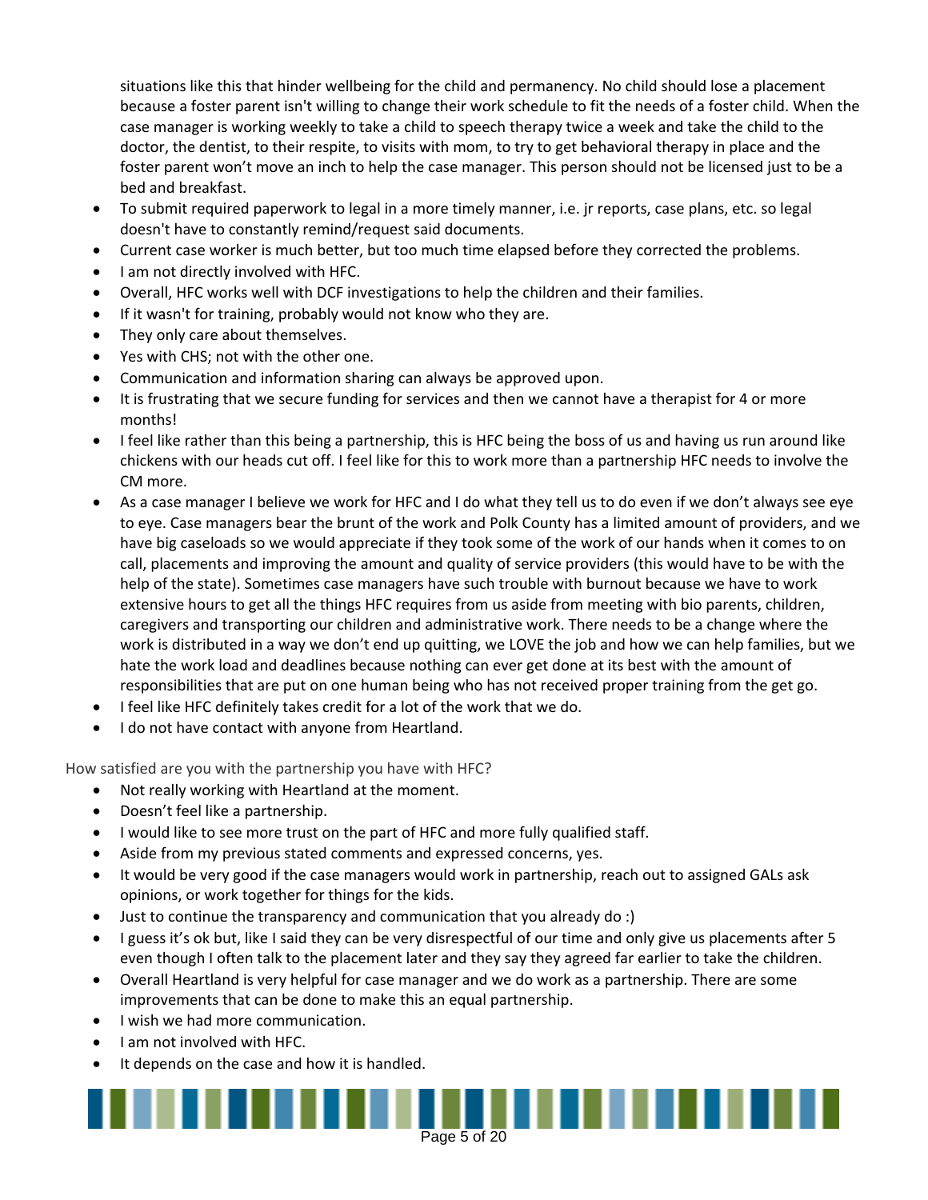situations like this that hinder wellbeing for the child and permanency. No child should lose a placement because a foster parent isn't willing to change their work schedule to fit the needs of a foster child. When the case manager is working weekly to take a child to speech therapy twice a week and take the child to the doctor, the dentist, to their respite, to visits with mom, to try to get behavioral therapy in place and the foster parent won't move an inch to help the case manager. This person should not be licensed just to be a bed and breakfast.

- To submit required paperwork to legal in a more timely manner, i.e. jr reports, case plans, etc. so legal doesn't have to constantly remind/request said documents.
- Current case worker is much better, but too much time elapsed before they corrected the problems.
- I am not directly involved with HFC.
- Overall, HFC works well with DCF investigations to help the children and their families.
- If it wasn't for training, probably would not know who they are.
- They only care about themselves.
- Yes with CHS; not with the other one.
- Communication and information sharing can always be approved upon.
- It is frustrating that we secure funding for services and then we cannot have a therapist for 4 or more months!
- I feel like rather than this being a partnership, this is HFC being the boss of us and having us run around like chickens with our heads cut off. I feel like for this to work more than a partnership HFC needs to involve the CM more.
- As a case manager I believe we work for HFC and I do what they tell us to do even if we don't always see eye to eye. Case managers bear the brunt of the work and Polk County has a limited amount of providers, and we have big caseloads so we would appreciate if they took some of the work of our hands when it comes to on call, placements and improving the amount and quality of service providers (this would have to be with the help of the state). Sometimes case managers have such trouble with burnout because we have to work extensive hours to get all the things HFC requires from us aside from meeting with bio parents, children, caregivers and transporting our children and administrative work. There needs to be a change where the work is distributed in a way we don't end up quitting, we LOVE the job and how we can help families, but we hate the work load and deadlines because nothing can ever get done at its best with the amount of responsibilities that are put on one human being who has not received proper training from the get go.
- I feel like HFC definitely takes credit for a lot of the work that we do.
- I do not have contact with anyone from Heartland.

How satisfied are you with the partnership you have with HFC?

- Not really working with Heartland at the moment.
- Doesn't feel like a partnership.
- I would like to see more trust on the part of HFC and more fully qualified staff.
- Aside from my previous stated comments and expressed concerns, yes.
- It would be very good if the case managers would work in partnership, reach out to assigned GALs ask opinions, or work together for things for the kids.
- Just to continue the transparency and communication that you already do :)
- I guess it's ok but, like I said they can be very disrespectful of our time and only give us placements after 5 even though I often talk to the placement later and they say they agreed far earlier to take the children.
- Overall Heartland is very helpful for case manager and we do work as a partnership. There are some improvements that can be done to make this an equal partnership.
- I wish we had more communication.
- I am not involved with HFC.
- It depends on the case and how it is handled.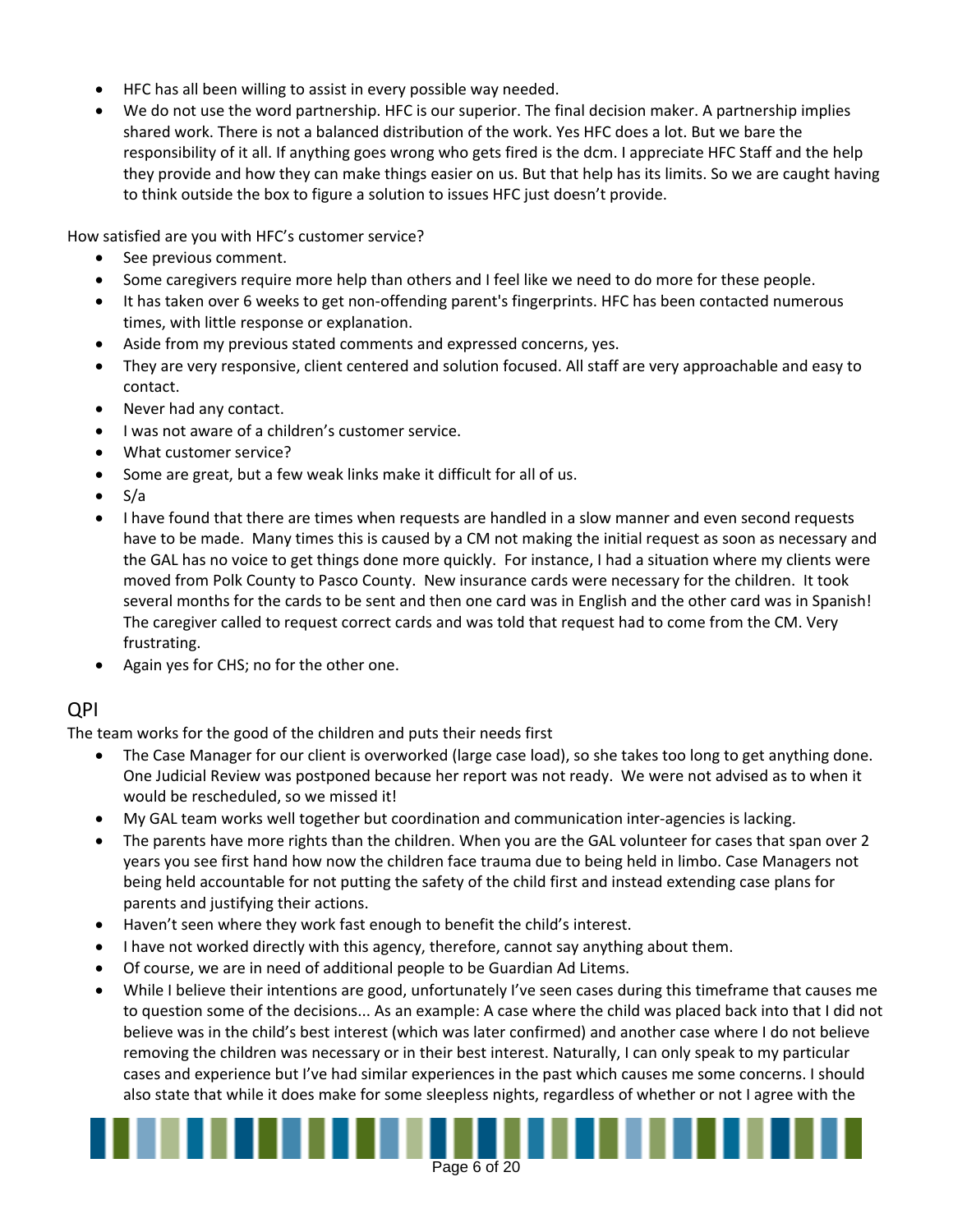- HFC has all been willing to assist in every possible way needed.
- We do not use the word partnership. HFC is our superior. The final decision maker. A partnership implies shared work. There is not a balanced distribution of the work. Yes HFC does a lot. But we bare the responsibility of it all. If anything goes wrong who gets fired is the dcm. I appreciate HFC Staff and the help they provide and how they can make things easier on us. But that help has its limits. So we are caught having to think outside the box to figure a solution to issues HFC just doesn't provide.

How satisfied are you with HFC's customer service?

- See previous comment.
- Some caregivers require more help than others and I feel like we need to do more for these people.
- It has taken over 6 weeks to get non-offending parent's fingerprints. HFC has been contacted numerous times, with little response or explanation.
- Aside from my previous stated comments and expressed concerns, yes.
- They are very responsive, client centered and solution focused. All staff are very approachable and easy to contact.
- Never had any contact.
- I was not aware of a children's customer service.
- What customer service?
- Some are great, but a few weak links make it difficult for all of us.
- S/a
- I have found that there are times when requests are handled in a slow manner and even second requests have to be made. Many times this is caused by a CM not making the initial request as soon as necessary and the GAL has no voice to get things done more quickly. For instance, I had a situation where my clients were moved from Polk County to Pasco County. New insurance cards were necessary for the children. It took several months for the cards to be sent and then one card was in English and the other card was in Spanish! The caregiver called to request correct cards and was told that request had to come from the CM. Very frustrating.
- Again yes for CHS; no for the other one.

## QPI

The team works for the good of the children and puts their needs first

- The Case Manager for our client is overworked (large case load), so she takes too long to get anything done. One Judicial Review was postponed because her report was not ready. We were not advised as to when it would be rescheduled, so we missed it!
- My GAL team works well together but coordination and communication inter-agencies is lacking.
- The parents have more rights than the children. When you are the GAL volunteer for cases that span over 2 years you see first hand how now the children face trauma due to being held in limbo. Case Managers not being held accountable for not putting the safety of the child first and instead extending case plans for parents and justifying their actions.
- Haven't seen where they work fast enough to benefit the child's interest.
- I have not worked directly with this agency, therefore, cannot say anything about them.
- Of course, we are in need of additional people to be Guardian Ad Litems.
- While I believe their intentions are good, unfortunately I've seen cases during this timeframe that causes me to question some of the decisions... As an example: A case where the child was placed back into that I did not believe was in the child's best interest (which was later confirmed) and another case where I do not believe removing the children was necessary or in their best interest. Naturally, I can only speak to my particular cases and experience but I've had similar experiences in the past which causes me some concerns. I should also state that while it does make for some sleepless nights, regardless of whether or not I agree with the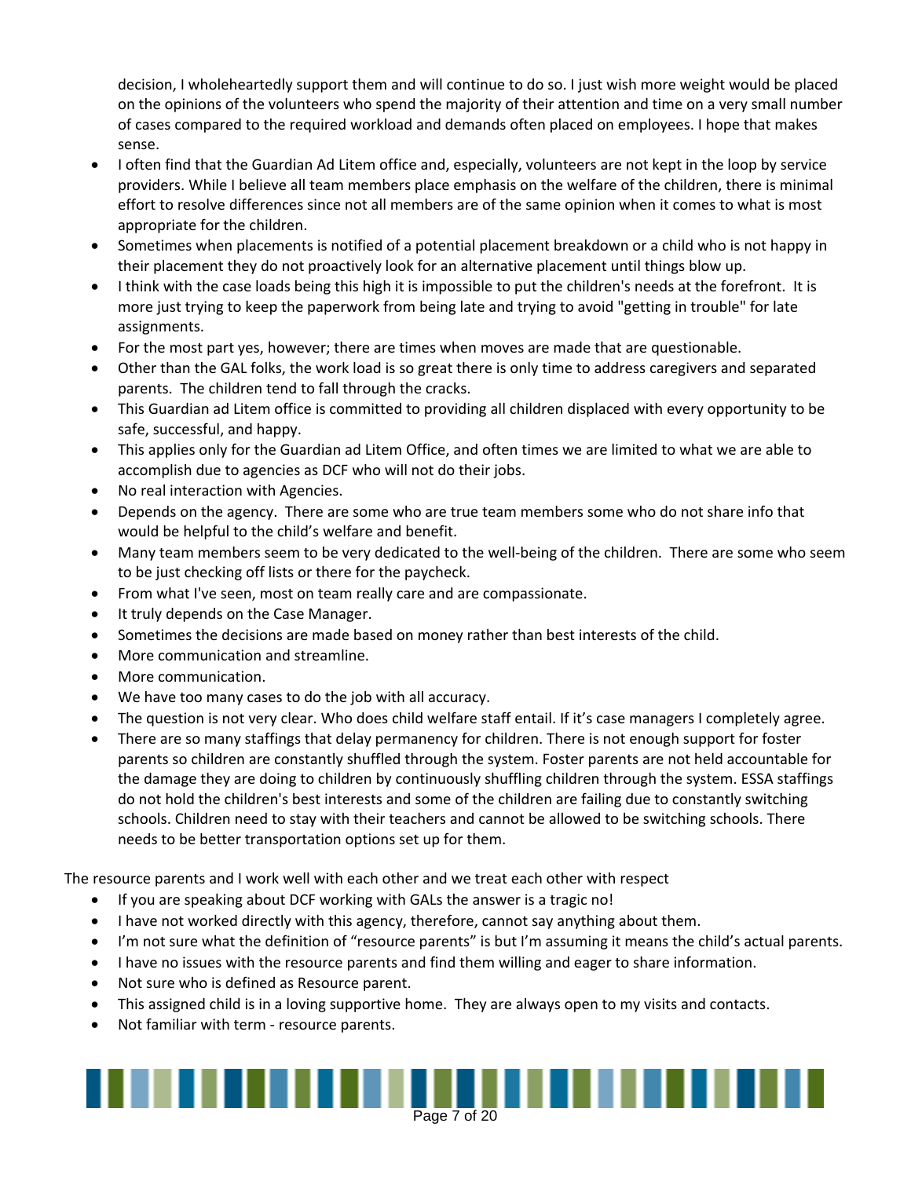decision, I wholeheartedly support them and will continue to do so. I just wish more weight would be placed on the opinions of the volunteers who spend the majority of their attention and time on a very small number of cases compared to the required workload and demands often placed on employees. I hope that makes sense.

- I often find that the Guardian Ad Litem office and, especially, volunteers are not kept in the loop by service providers. While I believe all team members place emphasis on the welfare of the children, there is minimal effort to resolve differences since not all members are of the same opinion when it comes to what is most appropriate for the children.
- Sometimes when placements is notified of a potential placement breakdown or a child who is not happy in their placement they do not proactively look for an alternative placement until things blow up.
- I think with the case loads being this high it is impossible to put the children's needs at the forefront. It is more just trying to keep the paperwork from being late and trying to avoid "getting in trouble" for late assignments.
- For the most part yes, however; there are times when moves are made that are questionable.
- Other than the GAL folks, the work load is so great there is only time to address caregivers and separated parents. The children tend to fall through the cracks.
- This Guardian ad Litem office is committed to providing all children displaced with every opportunity to be safe, successful, and happy.
- This applies only for the Guardian ad Litem Office, and often times we are limited to what we are able to accomplish due to agencies as DCF who will not do their jobs.
- No real interaction with Agencies.
- Depends on the agency. There are some who are true team members some who do not share info that would be helpful to the child's welfare and benefit.
- Many team members seem to be very dedicated to the well-being of the children. There are some who seem to be just checking off lists or there for the paycheck.
- From what I've seen, most on team really care and are compassionate.
- It truly depends on the Case Manager.
- Sometimes the decisions are made based on money rather than best interests of the child.
- More communication and streamline.
- More communication.
- We have too many cases to do the job with all accuracy.
- The question is not very clear. Who does child welfare staff entail. If it's case managers I completely agree.
- There are so many staffings that delay permanency for children. There is not enough support for foster parents so children are constantly shuffled through the system. Foster parents are not held accountable for the damage they are doing to children by continuously shuffling children through the system. ESSA staffings do not hold the children's best interests and some of the children are failing due to constantly switching schools. Children need to stay with their teachers and cannot be allowed to be switching schools. There needs to be better transportation options set up for them.

The resource parents and I work well with each other and we treat each other with respect

- If you are speaking about DCF working with GALs the answer is a tragic no!
- I have not worked directly with this agency, therefore, cannot say anything about them.
- I'm not sure what the definition of "resource parents" is but I'm assuming it means the child's actual parents.
- I have no issues with the resource parents and find them willing and eager to share information.
- Not sure who is defined as Resource parent.
- This assigned child is in a loving supportive home. They are always open to my visits and contacts.
- Not familiar with term - resource parents.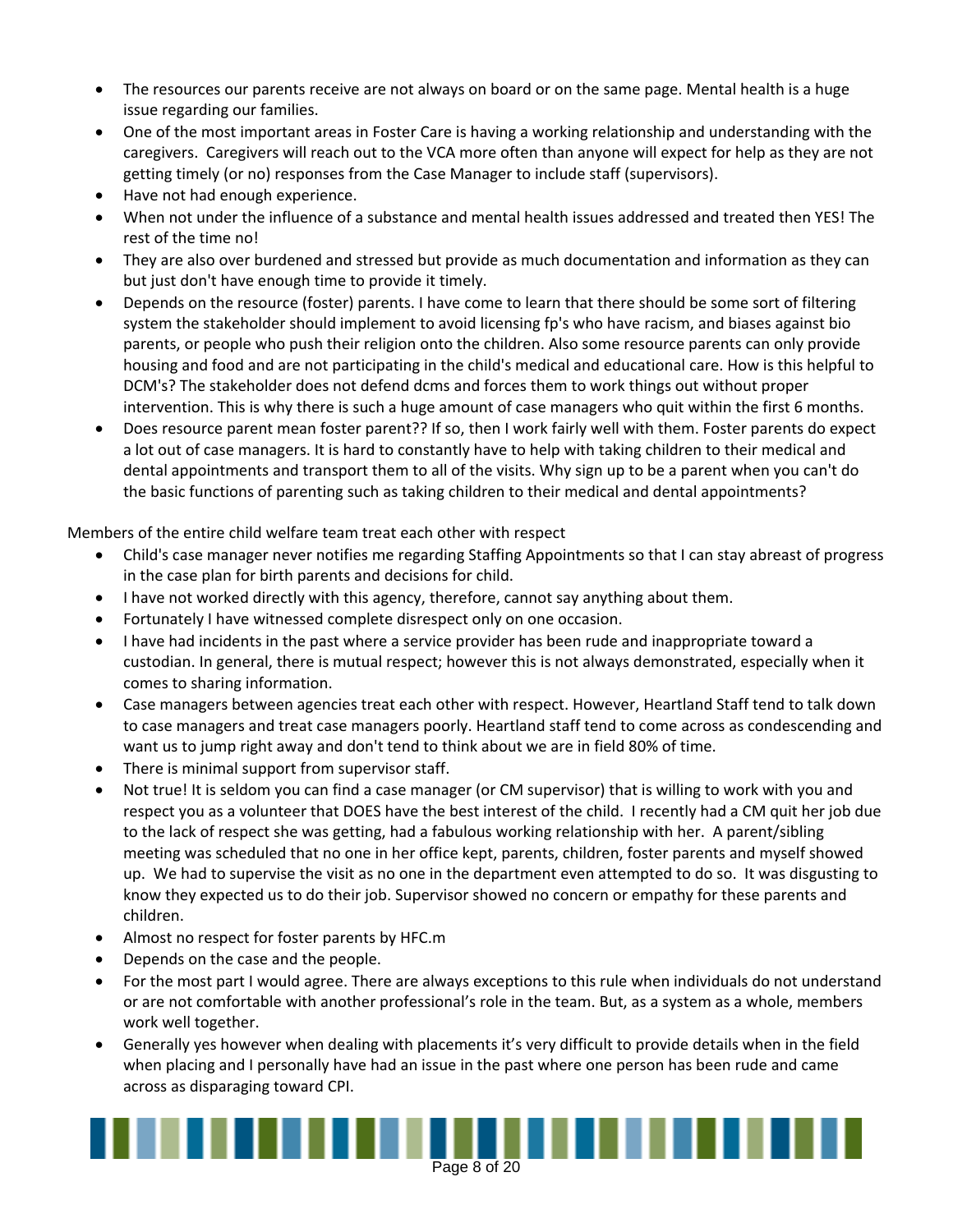- The resources our parents receive are not always on board or on the same page. Mental health is a huge issue regarding our families.
- One of the most important areas in Foster Care is having a working relationship and understanding with the caregivers. Caregivers will reach out to the VCA more often than anyone will expect for help as they are not getting timely (or no) responses from the Case Manager to include staff (supervisors).
- Have not had enough experience.
- When not under the influence of a substance and mental health issues addressed and treated then YES! The rest of the time no!
- They are also over burdened and stressed but provide as much documentation and information as they can but just don't have enough time to provide it timely.
- Depends on the resource (foster) parents. I have come to learn that there should be some sort of filtering system the stakeholder should implement to avoid licensing fp's who have racism, and biases against bio parents, or people who push their religion onto the children. Also some resource parents can only provide housing and food and are not participating in the child's medical and educational care. How is this helpful to DCM's? The stakeholder does not defend dcms and forces them to work things out without proper intervention. This is why there is such a huge amount of case managers who quit within the first 6 months.
- Does resource parent mean foster parent?? If so, then I work fairly well with them. Foster parents do expect a lot out of case managers. It is hard to constantly have to help with taking children to their medical and dental appointments and transport them to all of the visits. Why sign up to be a parent when you can't do the basic functions of parenting such as taking children to their medical and dental appointments?

Members of the entire child welfare team treat each other with respect

- Child's case manager never notifies me regarding Staffing Appointments so that I can stay abreast of progress in the case plan for birth parents and decisions for child.
- I have not worked directly with this agency, therefore, cannot say anything about them.
- Fortunately I have witnessed complete disrespect only on one occasion.
- I have had incidents in the past where a service provider has been rude and inappropriate toward a custodian. In general, there is mutual respect; however this is not always demonstrated, especially when it comes to sharing information.
- Case managers between agencies treat each other with respect. However, Heartland Staff tend to talk down to case managers and treat case managers poorly. Heartland staff tend to come across as condescending and want us to jump right away and don't tend to think about we are in field 80% of time.
- There is minimal support from supervisor staff.
- Not true! It is seldom you can find a case manager (or CM supervisor) that is willing to work with you and respect you as a volunteer that DOES have the best interest of the child. I recently had a CM quit her job due to the lack of respect she was getting, had a fabulous working relationship with her. A parent/sibling meeting was scheduled that no one in her office kept, parents, children, foster parents and myself showed up. We had to supervise the visit as no one in the department even attempted to do so. It was disgusting to know they expected us to do their job. Supervisor showed no concern or empathy for these parents and children.
- Almost no respect for foster parents by HFC.m
- Depends on the case and the people.
- For the most part I would agree. There are always exceptions to this rule when individuals do not understand or are not comfortable with another professional's role in the team. But, as a system as a whole, members work well together.
- Generally yes however when dealing with placements it's very difficult to provide details when in the field when placing and I personally have had an issue in the past where one person has been rude and came across as disparaging toward CPI.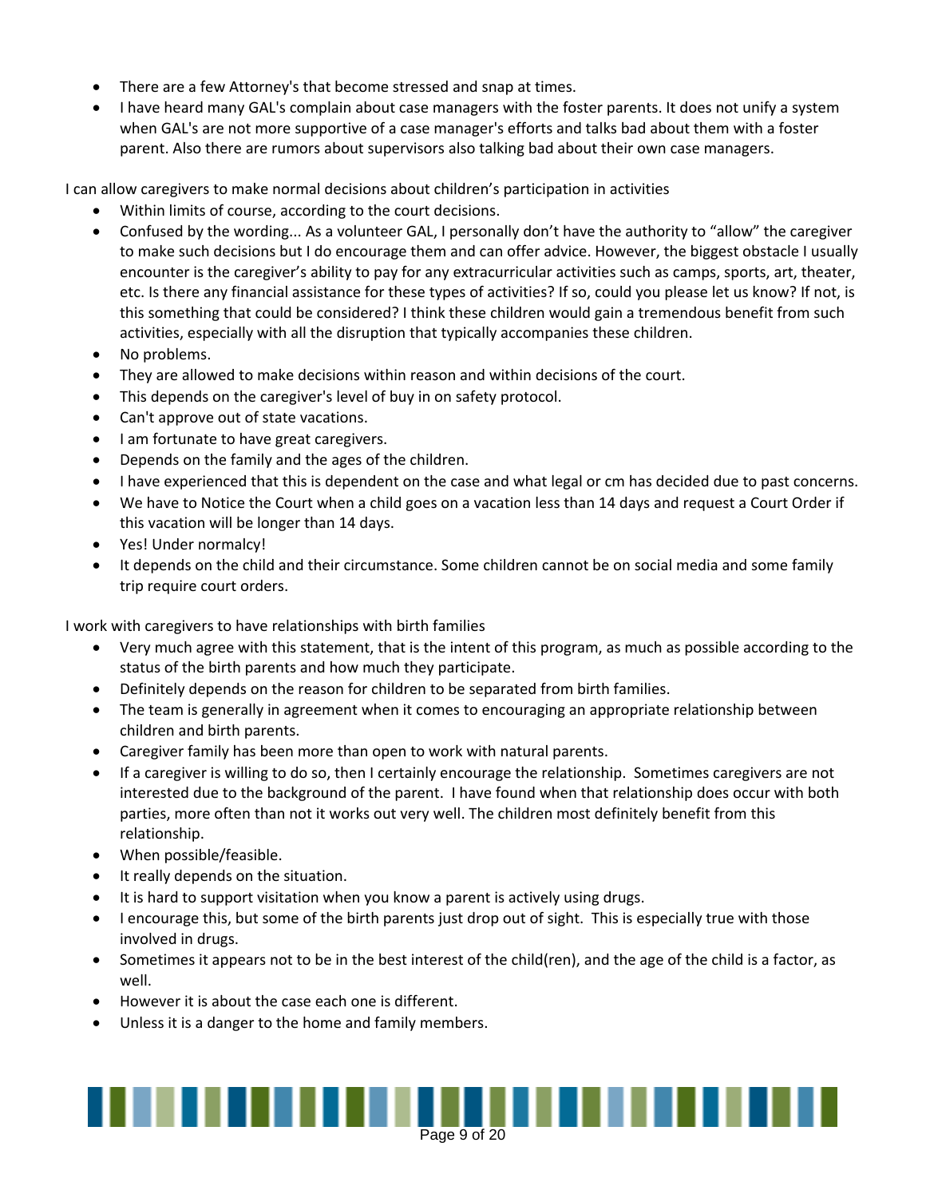- There are a few Attorney's that become stressed and snap at times.
- I have heard many GAL's complain about case managers with the foster parents. It does not unify a system when GAL's are not more supportive of a case manager's efforts and talks bad about them with a foster parent. Also there are rumors about supervisors also talking bad about their own case managers.

I can allow caregivers to make normal decisions about children's participation in activities

- Within limits of course, according to the court decisions.
- Confused by the wording... As a volunteer GAL, I personally don't have the authority to "allow" the caregiver to make such decisions but I do encourage them and can offer advice. However, the biggest obstacle I usually encounter is the caregiver's ability to pay for any extracurricular activities such as camps, sports, art, theater, etc. Is there any financial assistance for these types of activities? If so, could you please let us know? If not, is this something that could be considered? I think these children would gain a tremendous benefit from such activities, especially with all the disruption that typically accompanies these children.
- No problems.
- They are allowed to make decisions within reason and within decisions of the court.
- This depends on the caregiver's level of buy in on safety protocol.
- Can't approve out of state vacations.
- I am fortunate to have great caregivers.
- Depends on the family and the ages of the children.
- I have experienced that this is dependent on the case and what legal or cm has decided due to past concerns.
- We have to Notice the Court when a child goes on a vacation less than 14 days and request a Court Order if this vacation will be longer than 14 days.
- Yes! Under normalcy!
- It depends on the child and their circumstance. Some children cannot be on social media and some family trip require court orders.

I work with caregivers to have relationships with birth families

- Very much agree with this statement, that is the intent of this program, as much as possible according to the status of the birth parents and how much they participate.
- Definitely depends on the reason for children to be separated from birth families.
- The team is generally in agreement when it comes to encouraging an appropriate relationship between children and birth parents.
- Caregiver family has been more than open to work with natural parents.
- If a caregiver is willing to do so, then I certainly encourage the relationship. Sometimes caregivers are not interested due to the background of the parent. I have found when that relationship does occur with both parties, more often than not it works out very well. The children most definitely benefit from this relationship.
- When possible/feasible.
- It really depends on the situation.
- It is hard to support visitation when you know a parent is actively using drugs.
- I encourage this, but some of the birth parents just drop out of sight. This is especially true with those involved in drugs.
- Sometimes it appears not to be in the best interest of the child(ren), and the age of the child is a factor, as well.
- However it is about the case each one is different.
- Unless it is a danger to the home and family members.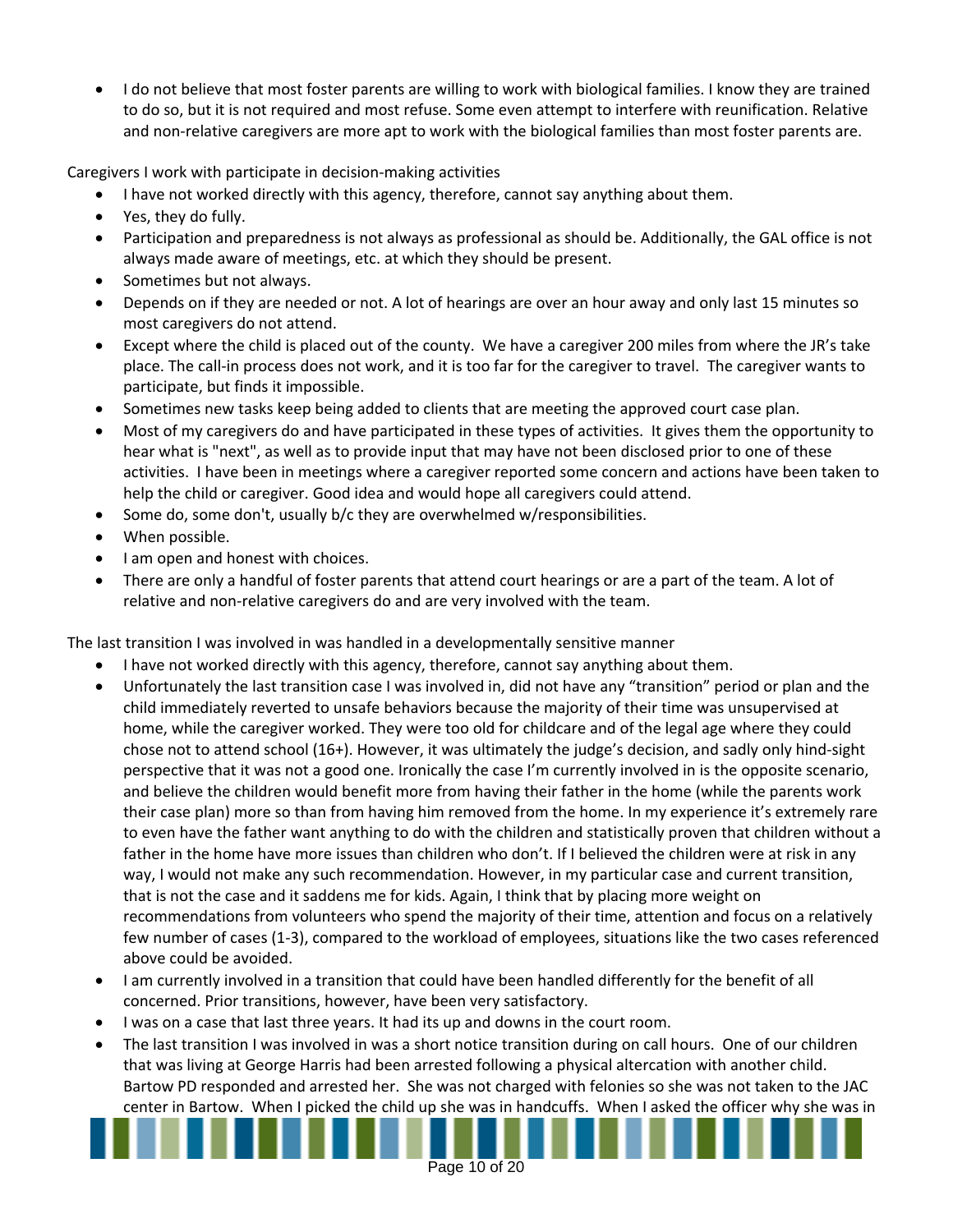- I do not believe that most foster parents are willing to work with biological families. I know they are trained to do so, but it is not required and most refuse. Some even attempt to interfere with reunification. Relative and non-relative caregivers are more apt to work with the biological families than most foster parents are.

Caregivers I work with participate in decision-making activities

- I have not worked directly with this agency, therefore, cannot say anything about them.
- Yes, they do fully.
- Participation and preparedness is not always as professional as should be. Additionally, the GAL office is not always made aware of meetings, etc. at which they should be present.
- Sometimes but not always.
- Depends on if they are needed or not. A lot of hearings are over an hour away and only last 15 minutes so most caregivers do not attend.
- Except where the child is placed out of the county. We have a caregiver 200 miles from where the JR's take place. The call-in process does not work, and it is too far for the caregiver to travel. The caregiver wants to participate, but finds it impossible.
- Sometimes new tasks keep being added to clients that are meeting the approved court case plan.
- Most of my caregivers do and have participated in these types of activities. It gives them the opportunity to hear what is "next", as well as to provide input that may have not been disclosed prior to one of these activities. I have been in meetings where a caregiver reported some concern and actions have been taken to help the child or caregiver. Good idea and would hope all caregivers could attend.
- Some do, some don't, usually b/c they are overwhelmed w/responsibilities.
- When possible.
- I am open and honest with choices.
- There are only a handful of foster parents that attend court hearings or are a part of the team. A lot of relative and non-relative caregivers do and are very involved with the team.

The last transition I was involved in was handled in a developmentally sensitive manner

- I have not worked directly with this agency, therefore, cannot say anything about them.
- Unfortunately the last transition case I was involved in, did not have any "transition" period or plan and the child immediately reverted to unsafe behaviors because the majority of their time was unsupervised at home, while the caregiver worked. They were too old for childcare and of the legal age where they could chose not to attend school (16+). However, it was ultimately the judge's decision, and sadly only hind-sight perspective that it was not a good one. Ironically the case I'm currently involved in is the opposite scenario, and believe the children would benefit more from having their father in the home (while the parents work their case plan) more so than from having him removed from the home. In my experience it's extremely rare to even have the father want anything to do with the children and statistically proven that children without a father in the home have more issues than children who don't. If I believed the children were at risk in any way, I would not make any such recommendation. However, in my particular case and current transition, that is not the case and it saddens me for kids. Again, I think that by placing more weight on recommendations from volunteers who spend the majority of their time, attention and focus on a relatively few number of cases (1-3), compared to the workload of employees, situations like the two cases referenced above could be avoided.
- I am currently involved in a transition that could have been handled differently for the benefit of all concerned. Prior transitions, however, have been very satisfactory.
- I was on a case that last three years. It had its up and downs in the court room.
- The last transition I was involved in was a short notice transition during on call hours. One of our children that was living at George Harris had been arrested following a physical altercation with another child. Bartow PD responded and arrested her. She was not charged with felonies so she was not taken to the JAC center in Bartow. When I picked the child up she was in handcuffs. When I asked the officer why she was in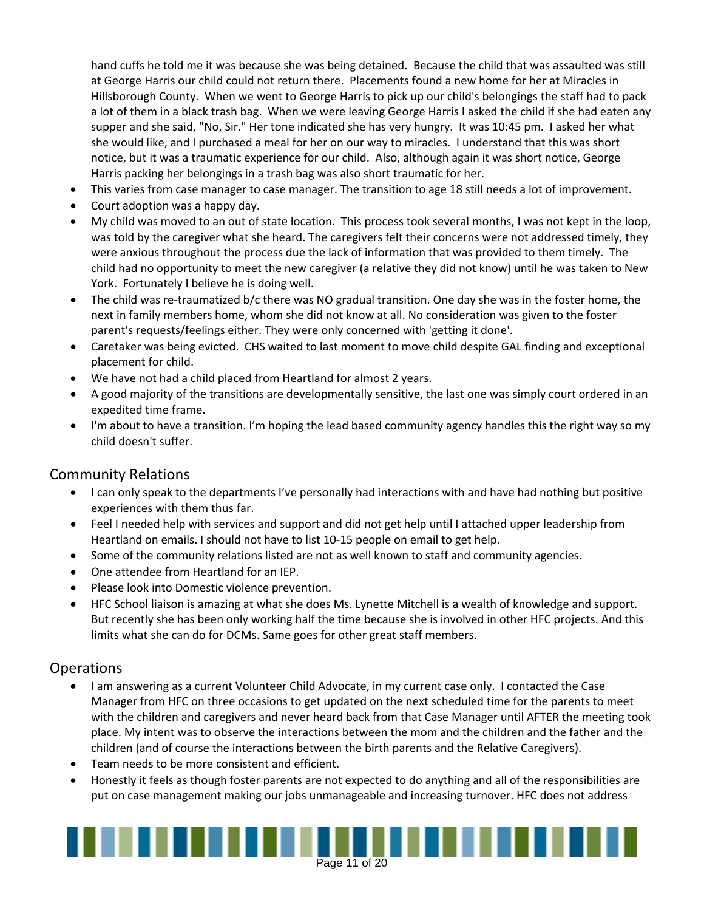hand cuffs he told me it was because she was being detained. Because the child that was assaulted was still at George Harris our child could not return there. Placements found a new home for her at Miracles in Hillsborough County. When we went to George Harris to pick up our child's belongings the staff had to pack a lot of them in a black trash bag. When we were leaving George Harris I asked the child if she had eaten any supper and she said, "No, Sir." Her tone indicated she has very hungry. It was 10:45 pm. I asked her what she would like, and I purchased a meal for her on our way to miracles. I understand that this was short notice, but it was a traumatic experience for our child. Also, although again it was short notice, George Harris packing her belongings in a trash bag was also short traumatic for her.

- This varies from case manager to case manager. The transition to age 18 still needs a lot of improvement.
- Court adoption was a happy day.
- My child was moved to an out of state location. This process took several months, I was not kept in the loop, was told by the caregiver what she heard. The caregivers felt their concerns were not addressed timely, they were anxious throughout the process due the lack of information that was provided to them timely. The child had no opportunity to meet the new caregiver (a relative they did not know) until he was taken to New York. Fortunately I believe he is doing well.
- The child was re-traumatized b/c there was NO gradual transition. One day she was in the foster home, the next in family members home, whom she did not know at all. No consideration was given to the foster parent's requests/feelings either. They were only concerned with 'getting it done'.
- Caretaker was being evicted. CHS waited to last moment to move child despite GAL finding and exceptional placement for child.
- We have not had a child placed from Heartland for almost 2 years.
- A good majority of the transitions are developmentally sensitive, the last one was simply court ordered in an expedited time frame.
- I'm about to have a transition. I'm hoping the lead based community agency handles this the right way so my child doesn't suffer.

## Community Relations

- I can only speak to the departments I've personally had interactions with and have had nothing but positive experiences with them thus far.
- Feel I needed help with services and support and did not get help until I attached upper leadership from Heartland on emails. I should not have to list 10-15 people on email to get help.
- Some of the community relations listed are not as well known to staff and community agencies.
- One attendee from Heartland for an IEP.
- Please look into Domestic violence prevention.
- HFC School liaison is amazing at what she does Ms. Lynette Mitchell is a wealth of knowledge and support. But recently she has been only working half the time because she is involved in other HFC projects. And this limits what she can do for DCMs. Same goes for other great staff members.

## Operations

- I am answering as a current Volunteer Child Advocate, in my current case only. I contacted the Case Manager from HFC on three occasions to get updated on the next scheduled time for the parents to meet with the children and caregivers and never heard back from that Case Manager until AFTER the meeting took place. My intent was to observe the interactions between the mom and the children and the father and the children (and of course the interactions between the birth parents and the Relative Caregivers).
- Team needs to be more consistent and efficient.
- Honestly it feels as though foster parents are not expected to do anything and all of the responsibilities are put on case management making our jobs unmanageable and increasing turnover. HFC does not address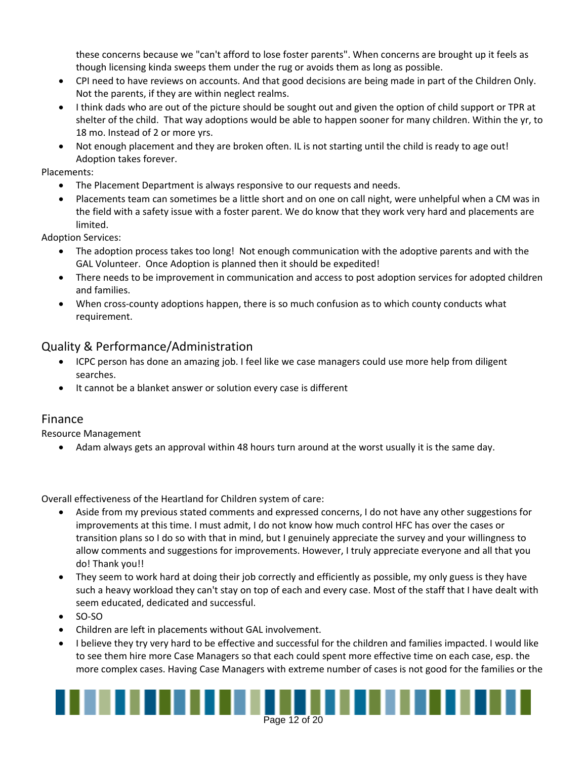these concerns because we "can't afford to lose foster parents". When concerns are brought up it feels as though licensing kinda sweeps them under the rug or avoids them as long as possible.

- CPI need to have reviews on accounts. And that good decisions are being made in part of the Children Only. Not the parents, if they are within neglect realms.
- I think dads who are out of the picture should be sought out and given the option of child support or TPR at shelter of the child. That way adoptions would be able to happen sooner for many children. Within the yr, to 18 mo. Instead of 2 or more yrs.
- Not enough placement and they are broken often. IL is not starting until the child is ready to age out! Adoption takes forever.

Placements:

- The Placement Department is always responsive to our requests and needs.
- Placements team can sometimes be a little short and on one on call night, were unhelpful when a CM was in the field with a safety issue with a foster parent. We do know that they work very hard and placements are limited.

Adoption Services:

- The adoption process takes too long! Not enough communication with the adoptive parents and with the GAL Volunteer. Once Adoption is planned then it should be expedited!
- There needs to be improvement in communication and access to post adoption services for adopted children and families.
- When cross-county adoptions happen, there is so much confusion as to which county conducts what requirement.

## Quality & Performance/Administration

- ICPC person has done an amazing job. I feel like we case managers could use more help from diligent searches.
- It cannot be a blanket answer or solution every case is different

## Finance

Resource Management

- Adam always gets an approval within 48 hours turn around at the worst usually it is the same day.

Overall effectiveness of the Heartland for Children system of care:

- Aside from my previous stated comments and expressed concerns, I do not have any other suggestions for improvements at this time. I must admit, I do not know how much control HFC has over the cases or transition plans so I do so with that in mind, but I genuinely appreciate the survey and your willingness to allow comments and suggestions for improvements. However, I truly appreciate everyone and all that you do! Thank you!!
- They seem to work hard at doing their job correctly and efficiently as possible, my only guess is they have such a heavy workload they can't stay on top of each and every case. Most of the staff that I have dealt with seem educated, dedicated and successful.
- SO-SO
- Children are left in placements without GAL involvement.
- I believe they try very hard to be effective and successful for the children and families impacted. I would like to see them hire more Case Managers so that each could spent more effective time on each case, esp. the more complex cases. Having Case Managers with extreme number of cases is not good for the families or the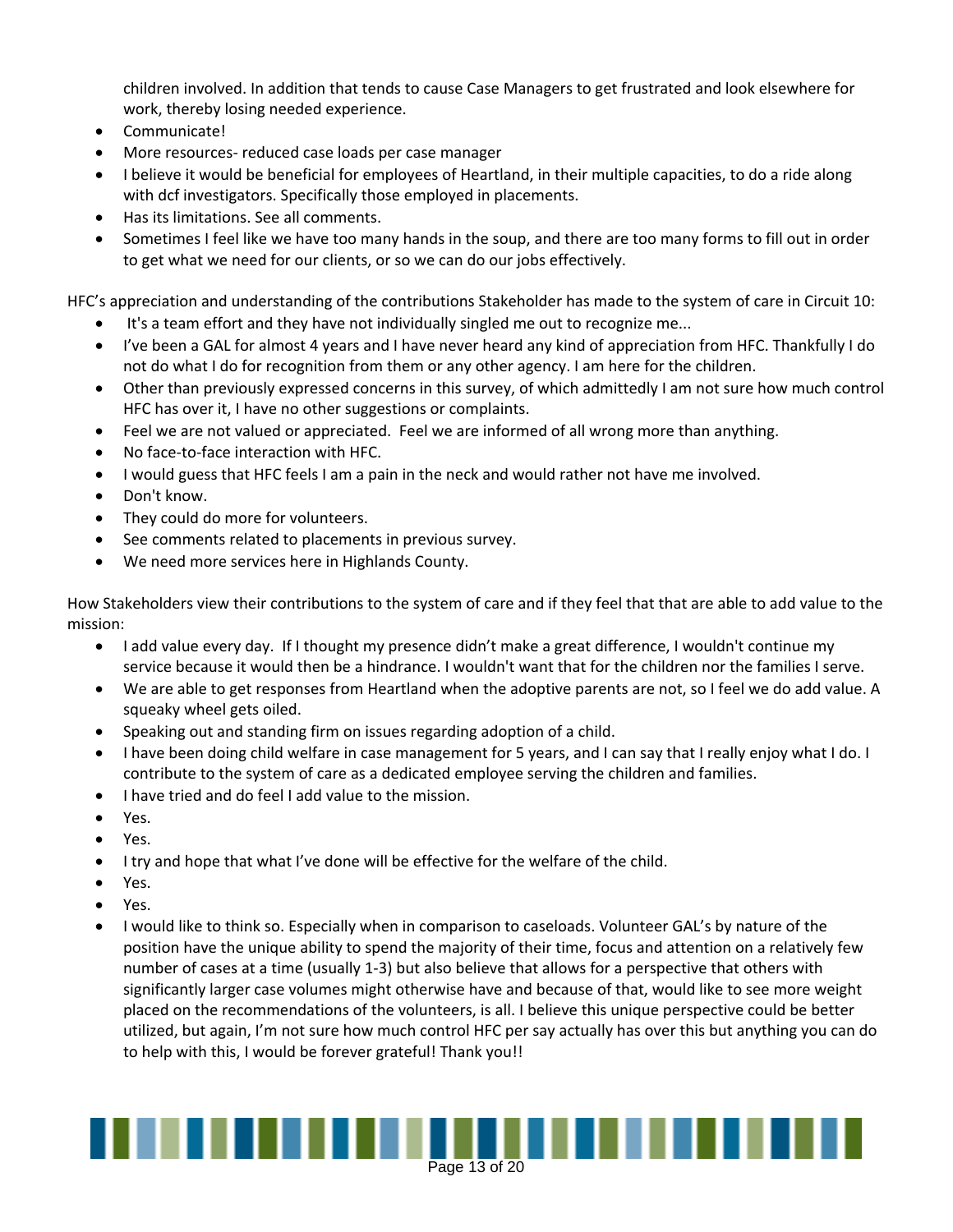children involved. In addition that tends to cause Case Managers to get frustrated and look elsewhere for work, thereby losing needed experience.

- Communicate!
- More resources- reduced case loads per case manager
- I believe it would be beneficial for employees of Heartland, in their multiple capacities, to do a ride along with dcf investigators. Specifically those employed in placements.
- Has its limitations. See all comments.
- Sometimes I feel like we have too many hands in the soup, and there are too many forms to fill out in order to get what we need for our clients, or so we can do our jobs effectively.

HFC's appreciation and understanding of the contributions Stakeholder has made to the system of care in Circuit 10:

- It's a team effort and they have not individually singled me out to recognize me...
- I've been a GAL for almost 4 years and I have never heard any kind of appreciation from HFC. Thankfully I do not do what I do for recognition from them or any other agency. I am here for the children.
- Other than previously expressed concerns in this survey, of which admittedly I am not sure how much control HFC has over it, I have no other suggestions or complaints.
- Feel we are not valued or appreciated. Feel we are informed of all wrong more than anything.
- No face-to-face interaction with HFC.
- I would guess that HFC feels I am a pain in the neck and would rather not have me involved.
- Don't know.
- They could do more for volunteers.
- See comments related to placements in previous survey.
- We need more services here in Highlands County.

How Stakeholders view their contributions to the system of care and if they feel that that are able to add value to the mission:

- I add value every day. If I thought my presence didn't make a great difference, I wouldn't continue my service because it would then be a hindrance. I wouldn't want that for the children nor the families I serve.
- We are able to get responses from Heartland when the adoptive parents are not, so I feel we do add value. A squeaky wheel gets oiled.
- Speaking out and standing firm on issues regarding adoption of a child.
- I have been doing child welfare in case management for 5 years, and I can say that I really enjoy what I do. I contribute to the system of care as a dedicated employee serving the children and families.
- I have tried and do feel I add value to the mission.
- Yes.
- Yes.
- I try and hope that what I've done will be effective for the welfare of the child.
- Yes.
- Yes.
- I would like to think so. Especially when in comparison to caseloads. Volunteer GAL's by nature of the position have the unique ability to spend the majority of their time, focus and attention on a relatively few number of cases at a time (usually 1-3) but also believe that allows for a perspective that others with significantly larger case volumes might otherwise have and because of that, would like to see more weight placed on the recommendations of the volunteers, is all. I believe this unique perspective could be better utilized, but again, I'm not sure how much control HFC per say actually has over this but anything you can do to help with this, I would be forever grateful! Thank you!!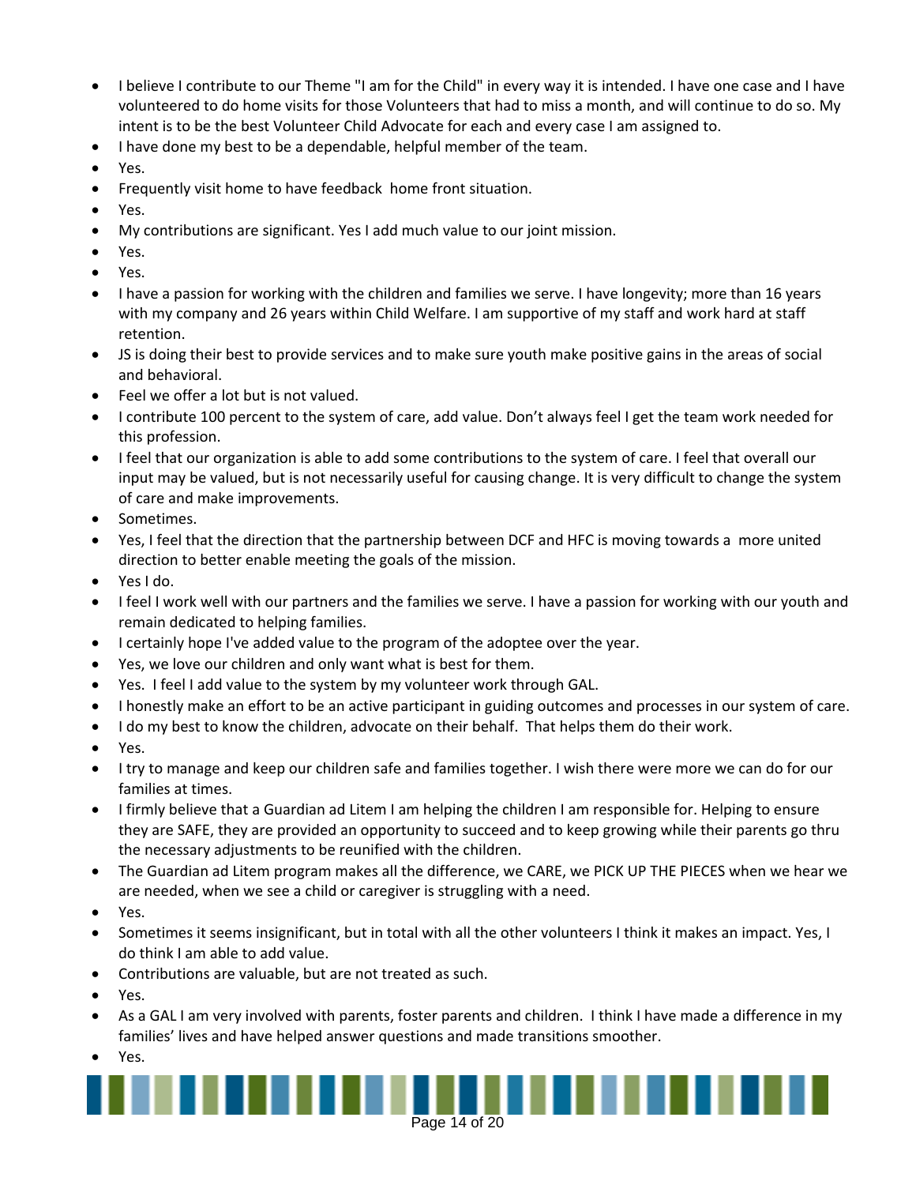- I believe I contribute to our Theme "I am for the Child" in every way it is intended. I have one case and I have volunteered to do home visits for those Volunteers that had to miss a month, and will continue to do so. My intent is to be the best Volunteer Child Advocate for each and every case I am assigned to.
- I have done my best to be a dependable, helpful member of the team.
- Yes.
- Frequently visit home to have feedback home front situation.
- Yes.
- My contributions are significant. Yes I add much value to our joint mission.
- Yes.
- Yes.
- I have a passion for working with the children and families we serve. I have longevity; more than 16 years with my company and 26 years within Child Welfare. I am supportive of my staff and work hard at staff retention.
- JS is doing their best to provide services and to make sure youth make positive gains in the areas of social and behavioral.
- Feel we offer a lot but is not valued.
- I contribute 100 percent to the system of care, add value. Don't always feel I get the team work needed for this profession.
- I feel that our organization is able to add some contributions to the system of care. I feel that overall our input may be valued, but is not necessarily useful for causing change. It is very difficult to change the system of care and make improvements.
- Sometimes.
- Yes, I feel that the direction that the partnership between DCF and HFC is moving towards a more united direction to better enable meeting the goals of the mission.
- Yes I do.
- I feel I work well with our partners and the families we serve. I have a passion for working with our youth and remain dedicated to helping families.
- I certainly hope I've added value to the program of the adoptee over the year.
- Yes, we love our children and only want what is best for them.
- Yes. I feel I add value to the system by my volunteer work through GAL.
- I honestly make an effort to be an active participant in guiding outcomes and processes in our system of care.
- I do my best to know the children, advocate on their behalf. That helps them do their work.
- Yes.
- I try to manage and keep our children safe and families together. I wish there were more we can do for our families at times.
- I firmly believe that a Guardian ad Litem I am helping the children I am responsible for. Helping to ensure they are SAFE, they are provided an opportunity to succeed and to keep growing while their parents go thru the necessary adjustments to be reunified with the children.
- The Guardian ad Litem program makes all the difference, we CARE, we PICK UP THE PIECES when we hear we are needed, when we see a child or caregiver is struggling with a need.
- Yes.
- Sometimes it seems insignificant, but in total with all the other volunteers I think it makes an impact. Yes, I do think I am able to add value.
- Contributions are valuable, but are not treated as such.
- Yes.
- As a GAL I am very involved with parents, foster parents and children. I think I have made a difference in my families' lives and have helped answer questions and made transitions smoother.
- Yes.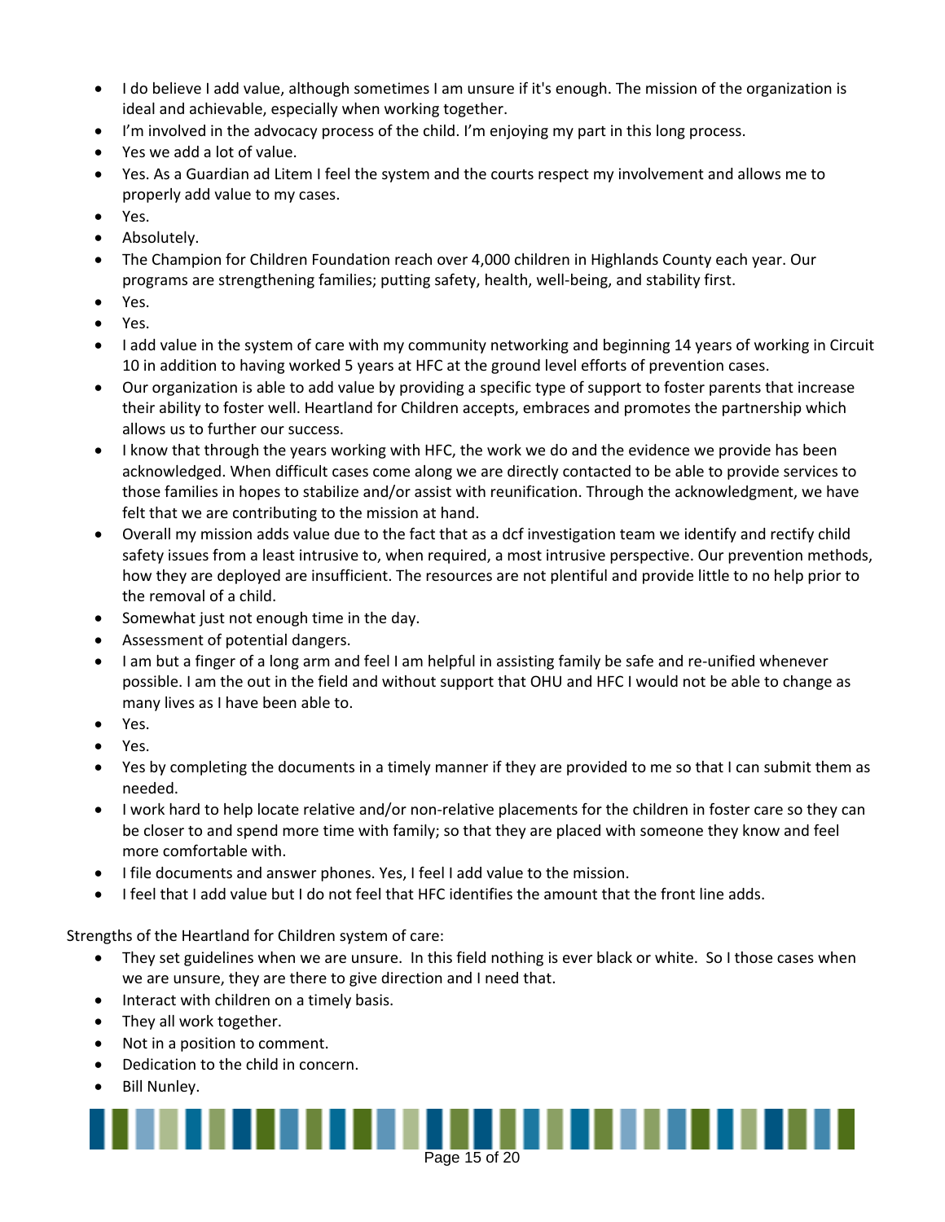- I do believe I add value, although sometimes I am unsure if it's enough. The mission of the organization is ideal and achievable, especially when working together.
- I'm involved in the advocacy process of the child. I'm enjoying my part in this long process.
- Yes we add a lot of value.
- Yes. As a Guardian ad Litem I feel the system and the courts respect my involvement and allows me to properly add value to my cases.
- Yes.
- Absolutely.
- The Champion for Children Foundation reach over 4,000 children in Highlands County each year. Our programs are strengthening families; putting safety, health, well-being, and stability first.
- Yes.
- Yes.
- I add value in the system of care with my community networking and beginning 14 years of working in Circuit 10 in addition to having worked 5 years at HFC at the ground level efforts of prevention cases.
- Our organization is able to add value by providing a specific type of support to foster parents that increase their ability to foster well. Heartland for Children accepts, embraces and promotes the partnership which allows us to further our success.
- I know that through the years working with HFC, the work we do and the evidence we provide has been acknowledged. When difficult cases come along we are directly contacted to be able to provide services to those families in hopes to stabilize and/or assist with reunification. Through the acknowledgment, we have felt that we are contributing to the mission at hand.
- Overall my mission adds value due to the fact that as a dcf investigation team we identify and rectify child safety issues from a least intrusive to, when required, a most intrusive perspective. Our prevention methods, how they are deployed are insufficient. The resources are not plentiful and provide little to no help prior to the removal of a child.
- Somewhat just not enough time in the day.
- Assessment of potential dangers.
- I am but a finger of a long arm and feel I am helpful in assisting family be safe and re-unified whenever possible. I am the out in the field and without support that OHU and HFC I would not be able to change as many lives as I have been able to.
- Yes.
- Yes.
- Yes by completing the documents in a timely manner if they are provided to me so that I can submit them as needed.
- I work hard to help locate relative and/or non-relative placements for the children in foster care so they can be closer to and spend more time with family; so that they are placed with someone they know and feel more comfortable with.
- I file documents and answer phones. Yes, I feel I add value to the mission.
- I feel that I add value but I do not feel that HFC identifies the amount that the front line adds.

Strengths of the Heartland for Children system of care:

- They set guidelines when we are unsure. In this field nothing is ever black or white. So I those cases when we are unsure, they are there to give direction and I need that.
- Interact with children on a timely basis.
- They all work together.
- Not in a position to comment.
- Dedication to the child in concern.
- Bill Nunley.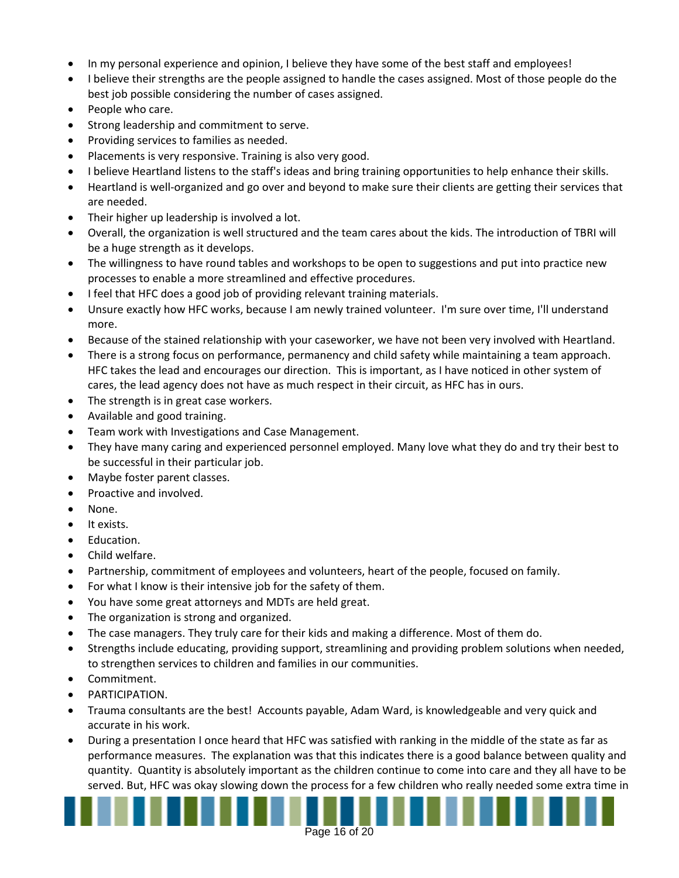- In my personal experience and opinion, I believe they have some of the best staff and employees!
- I believe their strengths are the people assigned to handle the cases assigned. Most of those people do the best job possible considering the number of cases assigned.
- People who care.
- Strong leadership and commitment to serve.
- Providing services to families as needed.
- Placements is very responsive. Training is also very good.
- I believe Heartland listens to the staff's ideas and bring training opportunities to help enhance their skills.
- Heartland is well-organized and go over and beyond to make sure their clients are getting their services that are needed.
- Their higher up leadership is involved a lot.
- Overall, the organization is well structured and the team cares about the kids. The introduction of TBRI will be a huge strength as it develops.
- The willingness to have round tables and workshops to be open to suggestions and put into practice new processes to enable a more streamlined and effective procedures.
- I feel that HFC does a good job of providing relevant training materials.
- Unsure exactly how HFC works, because I am newly trained volunteer. I'm sure over time, I'll understand more.
- Because of the stained relationship with your caseworker, we have not been very involved with Heartland.
- There is a strong focus on performance, permanency and child safety while maintaining a team approach. HFC takes the lead and encourages our direction. This is important, as I have noticed in other system of cares, the lead agency does not have as much respect in their circuit, as HFC has in ours.
- The strength is in great case workers.
- Available and good training.
- Team work with Investigations and Case Management.
- They have many caring and experienced personnel employed. Many love what they do and try their best to be successful in their particular job.
- Maybe foster parent classes.
- Proactive and involved.
- None.
- It exists.
- Education.
- Child welfare.
- Partnership, commitment of employees and volunteers, heart of the people, focused on family.
- For what I know is their intensive job for the safety of them.
- You have some great attorneys and MDTs are held great.
- The organization is strong and organized.
- The case managers. They truly care for their kids and making a difference. Most of them do.
- Strengths include educating, providing support, streamlining and providing problem solutions when needed, to strengthen services to children and families in our communities.
- Commitment.
- PARTICIPATION.
- Trauma consultants are the best! Accounts payable, Adam Ward, is knowledgeable and very quick and accurate in his work.
- During a presentation I once heard that HFC was satisfied with ranking in the middle of the state as far as performance measures. The explanation was that this indicates there is a good balance between quality and quantity. Quantity is absolutely important as the children continue to come into care and they all have to be served. But, HFC was okay slowing down the process for a few children who really needed some extra time in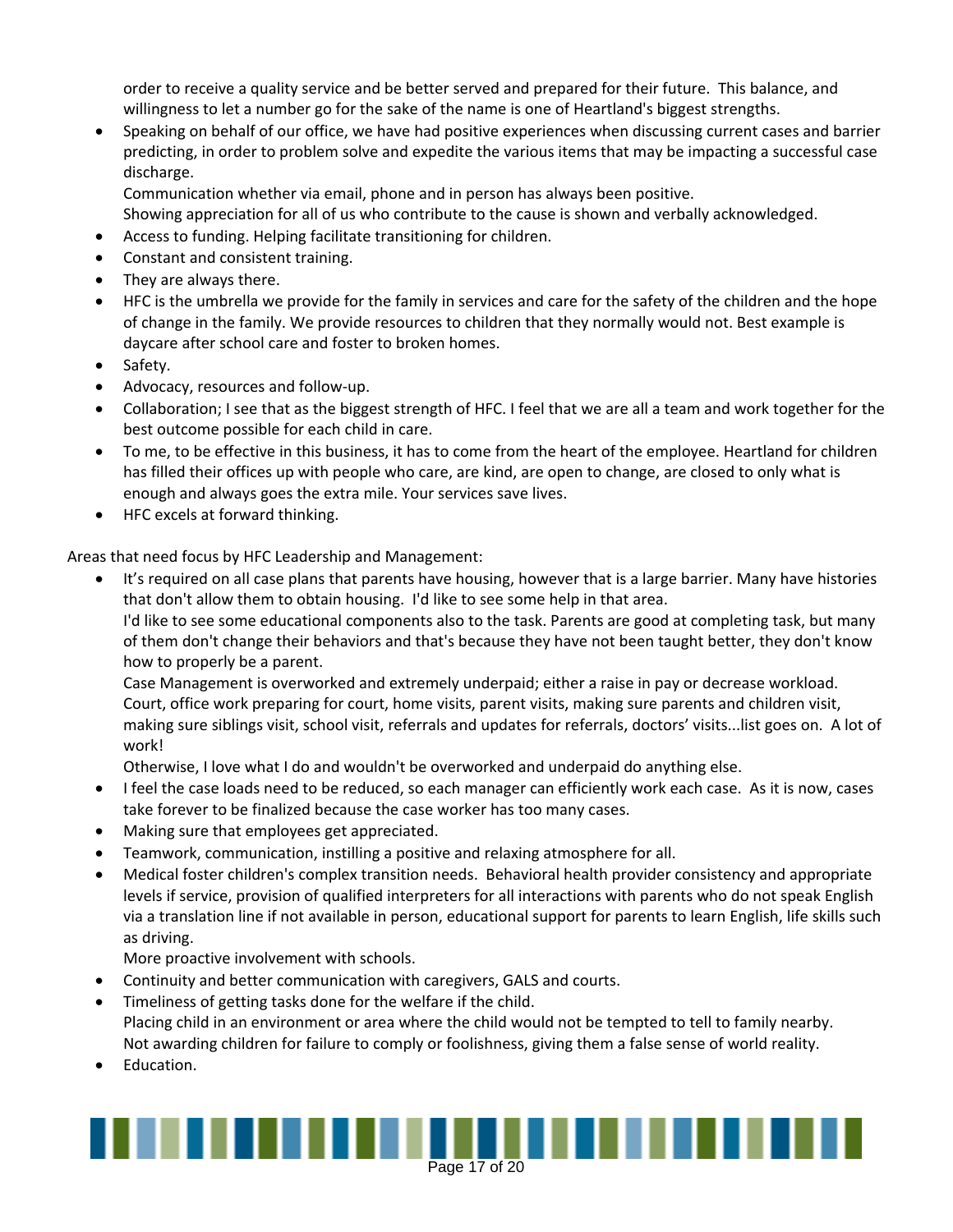order to receive a quality service and be better served and prepared for their future. This balance, and willingness to let a number go for the sake of the name is one of Heartland's biggest strengths.

- Speaking on behalf of our office, we have had positive experiences when discussing current cases and barrier predicting, in order to problem solve and expedite the various items that may be impacting a successful case discharge.
  Communication whether via email, phone and in person has always been positive.
  Showing appreciation for all of us who contribute to the cause is shown and verbally acknowledged.
- Access to funding. Helping facilitate transitioning for children.
- Constant and consistent training.
- They are always there.
- HFC is the umbrella we provide for the family in services and care for the safety of the children and the hope of change in the family. We provide resources to children that they normally would not. Best example is daycare after school care and foster to broken homes.
- Safety.
- Advocacy, resources and follow-up.
- Collaboration; I see that as the biggest strength of HFC. I feel that we are all a team and work together for the best outcome possible for each child in care.
- To me, to be effective in this business, it has to come from the heart of the employee. Heartland for children has filled their offices up with people who care, are kind, are open to change, are closed to only what is enough and always goes the extra mile. Your services save lives.
- HFC excels at forward thinking.

Areas that need focus by HFC Leadership and Management:

- It's required on all case plans that parents have housing, however that is a large barrier. Many have histories that don't allow them to obtain housing. I'd like to see some help in that area.
  I'd like to see some educational components also to the task. Parents are good at completing task, but many of them don't change their behaviors and that's because they have not been taught better, they don't know how to properly be a parent.
  Case Management is overworked and extremely underpaid; either a raise in pay or decrease workload. Court, office work preparing for court, home visits, parent visits, making sure parents and children visit, making sure siblings visit, school visit, referrals and updates for referrals, doctors' visits...list goes on. A lot of work!
  Otherwise, I love what I do and wouldn't be overworked and underpaid do anything else.
- I feel the case loads need to be reduced, so each manager can efficiently work each case. As it is now, cases take forever to be finalized because the case worker has too many cases.
- Making sure that employees get appreciated.
- Teamwork, communication, instilling a positive and relaxing atmosphere for all.
- Medical foster children's complex transition needs. Behavioral health provider consistency and appropriate levels if service, provision of qualified interpreters for all interactions with parents who do not speak English via a translation line if not available in person, educational support for parents to learn English, life skills such as driving.
  More proactive involvement with schools.
- Continuity and better communication with caregivers, GALS and courts.
- Timeliness of getting tasks done for the welfare if the child.
  Placing child in an environment or area where the child would not be tempted to tell to family nearby.
  Not awarding children for failure to comply or foolishness, giving them a false sense of world reality.
- Education.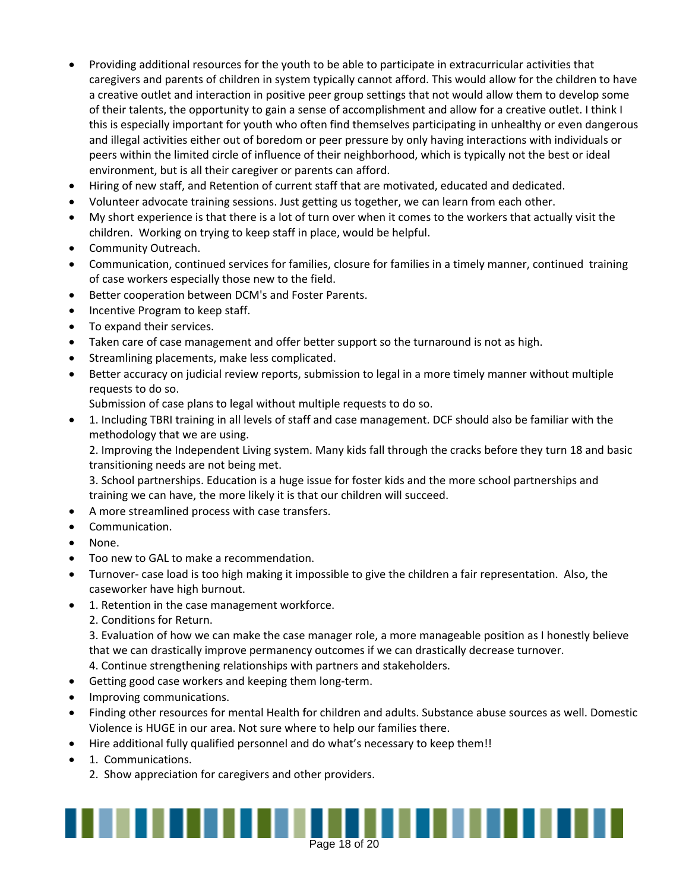- Providing additional resources for the youth to be able to participate in extracurricular activities that caregivers and parents of children in system typically cannot afford. This would allow for the children to have a creative outlet and interaction in positive peer group settings that not would allow them to develop some of their talents, the opportunity to gain a sense of accomplishment and allow for a creative outlet. I think I this is especially important for youth who often find themselves participating in unhealthy or even dangerous and illegal activities either out of boredom or peer pressure by only having interactions with individuals or peers within the limited circle of influence of their neighborhood, which is typically not the best or ideal environment, but is all their caregiver or parents can afford.
- Hiring of new staff, and Retention of current staff that are motivated, educated and dedicated.
- Volunteer advocate training sessions. Just getting us together, we can learn from each other.
- My short experience is that there is a lot of turn over when it comes to the workers that actually visit the children. Working on trying to keep staff in place, would be helpful.
- Community Outreach.
- Communication, continued services for families, closure for families in a timely manner, continued training of case workers especially those new to the field.
- Better cooperation between DCM's and Foster Parents.
- Incentive Program to keep staff.
- To expand their services.
- Taken care of case management and offer better support so the turnaround is not as high.
- Streamlining placements, make less complicated.
- Better accuracy on judicial review reports, submission to legal in a more timely manner without multiple requests to do so.
  Submission of case plans to legal without multiple requests to do so.
- 1. Including TBRI training in all levels of staff and case management. DCF should also be familiar with the methodology that we are using.
  2. Improving the Independent Living system. Many kids fall through the cracks before they turn 18 and basic transitioning needs are not being met.
  3. School partnerships. Education is a huge issue for foster kids and the more school partnerships and training we can have, the more likely it is that our children will succeed.
- A more streamlined process with case transfers.
- Communication.
- None.
- Too new to GAL to make a recommendation.
- Turnover- case load is too high making it impossible to give the children a fair representation. Also, the caseworker have high burnout.
- 1. Retention in the case management workforce.
  2. Conditions for Return.
  3. Evaluation of how we can make the case manager role, a more manageable position as I honestly believe that we can drastically improve permanency outcomes if we can drastically decrease turnover.
  4. Continue strengthening relationships with partners and stakeholders.
- Getting good case workers and keeping them long-term.
- Improving communications.
- Finding other resources for mental Health for children and adults. Substance abuse sources as well. Domestic Violence is HUGE in our area. Not sure where to help our families there.
- Hire additional fully qualified personnel and do what's necessary to keep them!!
- 1. Communications.
  2. Show appreciation for caregivers and other providers.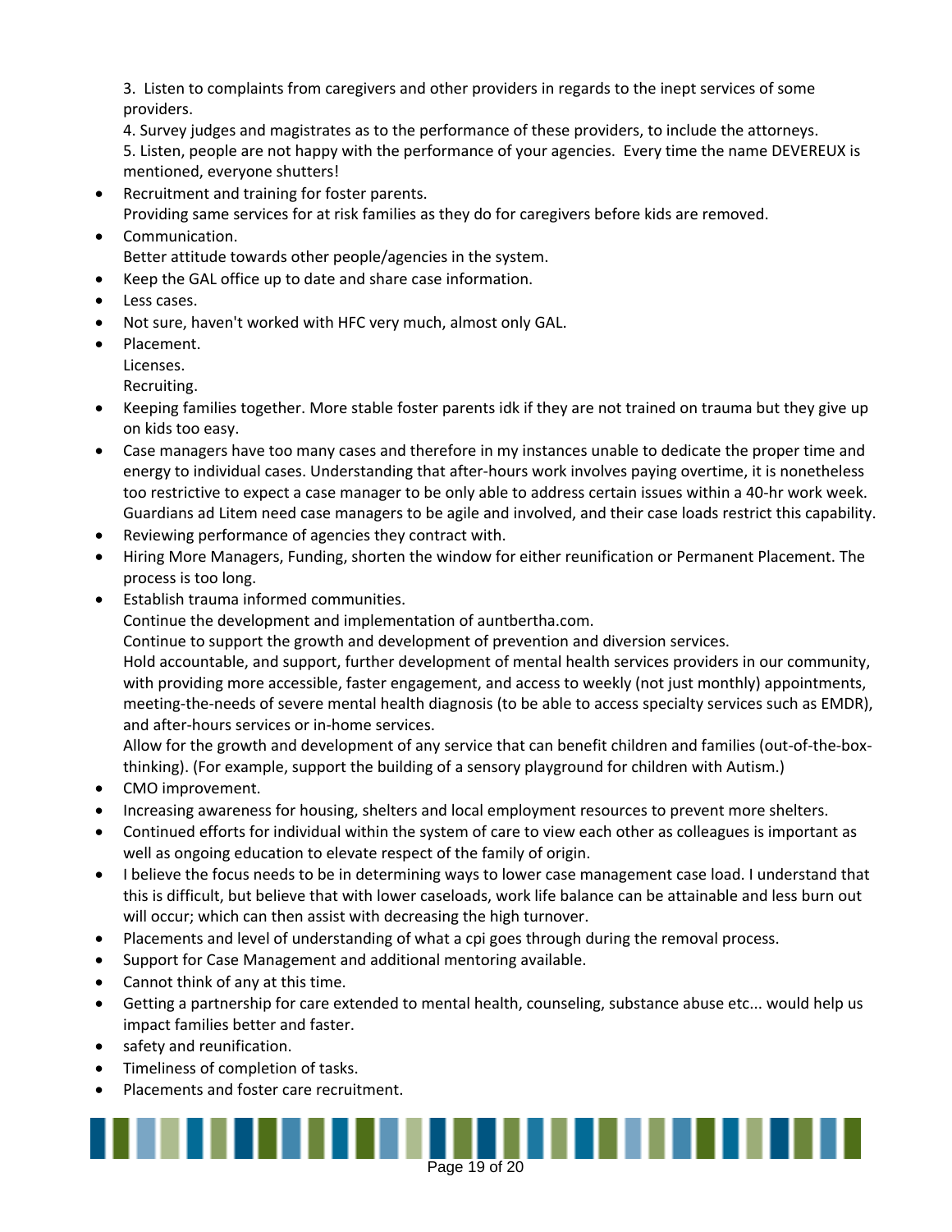3. Listen to complaints from caregivers and other providers in regards to the inept services of some providers.

4. Survey judges and magistrates as to the performance of these providers, to include the attorneys.

5. Listen, people are not happy with the performance of your agencies. Every time the name DEVEREUX is mentioned, everyone shutters!

- Recruitment and training for foster parents.
  Providing same services for at risk families as they do for caregivers before kids are removed.
- Communication.
  Better attitude towards other people/agencies in the system.
- Keep the GAL office up to date and share case information.
- Less cases.
- Not sure, haven't worked with HFC very much, almost only GAL.
- Placement.
  Licenses.
  Recruiting.
- Keeping families together. More stable foster parents idk if they are not trained on trauma but they give up on kids too easy.
- Case managers have too many cases and therefore in my instances unable to dedicate the proper time and energy to individual cases. Understanding that after-hours work involves paying overtime, it is nonetheless too restrictive to expect a case manager to be only able to address certain issues within a 40-hr work week. Guardians ad Litem need case managers to be agile and involved, and their case loads restrict this capability.
- Reviewing performance of agencies they contract with.
- Hiring More Managers, Funding, shorten the window for either reunification or Permanent Placement. The process is too long.
- Establish trauma informed communities.
  Continue the development and implementation of auntbertha.com.
  Continue to support the growth and development of prevention and diversion services.
  Hold accountable, and support, further development of mental health services providers in our community, with providing more accessible, faster engagement, and access to weekly (not just monthly) appointments, meeting-the-needs of severe mental health diagnosis (to be able to access specialty services such as EMDR), and after-hours services or in-home services.
  Allow for the growth and development of any service that can benefit children and families (out-of-the-box-thinking). (For example, support the building of a sensory playground for children with Autism.)
- CMO improvement.
- Increasing awareness for housing, shelters and local employment resources to prevent more shelters.
- Continued efforts for individual within the system of care to view each other as colleagues is important as well as ongoing education to elevate respect of the family of origin.
- I believe the focus needs to be in determining ways to lower case management case load. I understand that this is difficult, but believe that with lower caseloads, work life balance can be attainable and less burn out will occur; which can then assist with decreasing the high turnover.
- Placements and level of understanding of what a cpi goes through during the removal process.
- Support for Case Management and additional mentoring available.
- Cannot think of any at this time.
- Getting a partnership for care extended to mental health, counseling, substance abuse etc... would help us impact families better and faster.
- safety and reunification.
- Timeliness of completion of tasks.
- Placements and foster care recruitment.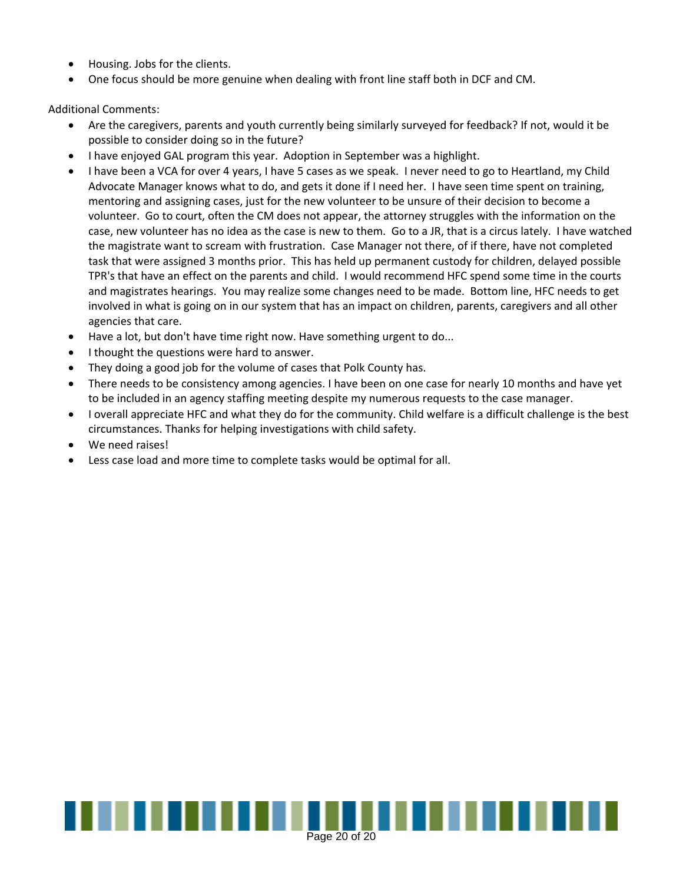- Housing. Jobs for the clients.
- One focus should be more genuine when dealing with front line staff both in DCF and CM.

Additional Comments:

- Are the caregivers, parents and youth currently being similarly surveyed for feedback? If not, would it be possible to consider doing so in the future?
- I have enjoyed GAL program this year. Adoption in September was a highlight.
- I have been a VCA for over 4 years, I have 5 cases as we speak. I never need to go to Heartland, my Child Advocate Manager knows what to do, and gets it done if I need her. I have seen time spent on training, mentoring and assigning cases, just for the new volunteer to be unsure of their decision to become a volunteer. Go to court, often the CM does not appear, the attorney struggles with the information on the case, new volunteer has no idea as the case is new to them. Go to a JR, that is a circus lately. I have watched the magistrate want to scream with frustration. Case Manager not there, of if there, have not completed task that were assigned 3 months prior. This has held up permanent custody for children, delayed possible TPR's that have an effect on the parents and child. I would recommend HFC spend some time in the courts and magistrates hearings. You may realize some changes need to be made. Bottom line, HFC needs to get involved in what is going on in our system that has an impact on children, parents, caregivers and all other agencies that care.
- Have a lot, but don't have time right now. Have something urgent to do...
- I thought the questions were hard to answer.
- They doing a good job for the volume of cases that Polk County has.
- There needs to be consistency among agencies. I have been on one case for nearly 10 months and have yet to be included in an agency staffing meeting despite my numerous requests to the case manager.
- I overall appreciate HFC and what they do for the community. Child welfare is a difficult challenge is the best circumstances. Thanks for helping investigations with child safety.
- We need raises!
- Less case load and more time to complete tasks would be optimal for all.